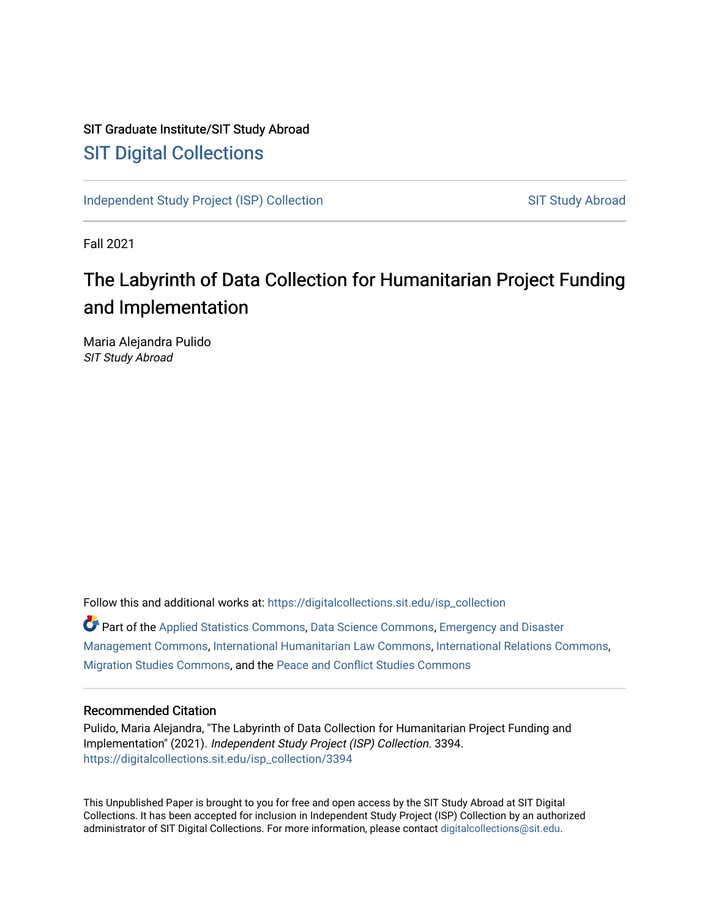SIT Graduate Institute/SIT Study Abroad

## SIT Digital Collections

Independent Study Project (ISP) Collection

SIT Study Abroad

Fall 2021

# The Labyrinth of Data Collection for Humanitarian Project Funding and Implementation

Maria Alejandra Pulido
*SIT Study Abroad*

Follow this and additional works at: https://digitalcollections.sit.edu/isp_collection

Part of the Applied Statistics Commons, Data Science Commons, Emergency and Disaster Management Commons, International Humanitarian Law Commons, International Relations Commons, Migration Studies Commons, and the Peace and Conflict Studies Commons

### Recommended Citation

Pulido, Maria Alejandra, "The Labyrinth of Data Collection for Humanitarian Project Funding and Implementation" (2021). *Independent Study Project (ISP) Collection*. 3394.
https://digitalcollections.sit.edu/isp_collection/3394

This Unpublished Paper is brought to you for free and open access by the SIT Study Abroad at SIT Digital Collections. It has been accepted for inclusion in Independent Study Project (ISP) Collection by an authorized administrator of SIT Digital Collections. For more information, please contact digitalcollections@sit.edu.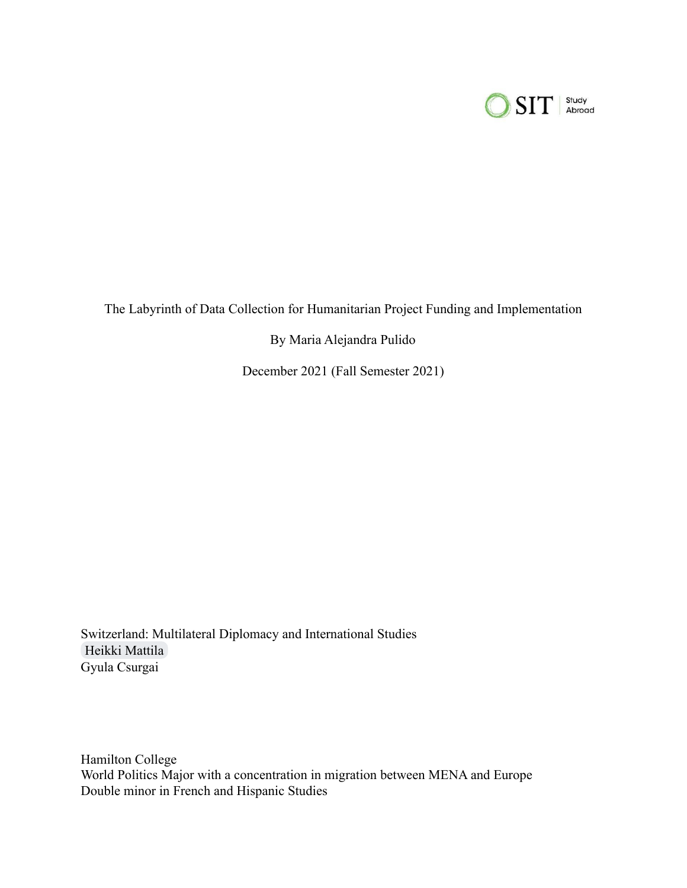SIT Study Abroad

The Labyrinth of Data Collection for Humanitarian Project Funding and Implementation

By Maria Alejandra Pulido

December 2021 (Fall Semester 2021)

Switzerland: Multilateral Diplomacy and International Studies
Heikki Mattila
Gyula Csurgai

Hamilton College
World Politics Major with a concentration in migration between MENA and Europe
Double minor in French and Hispanic Studies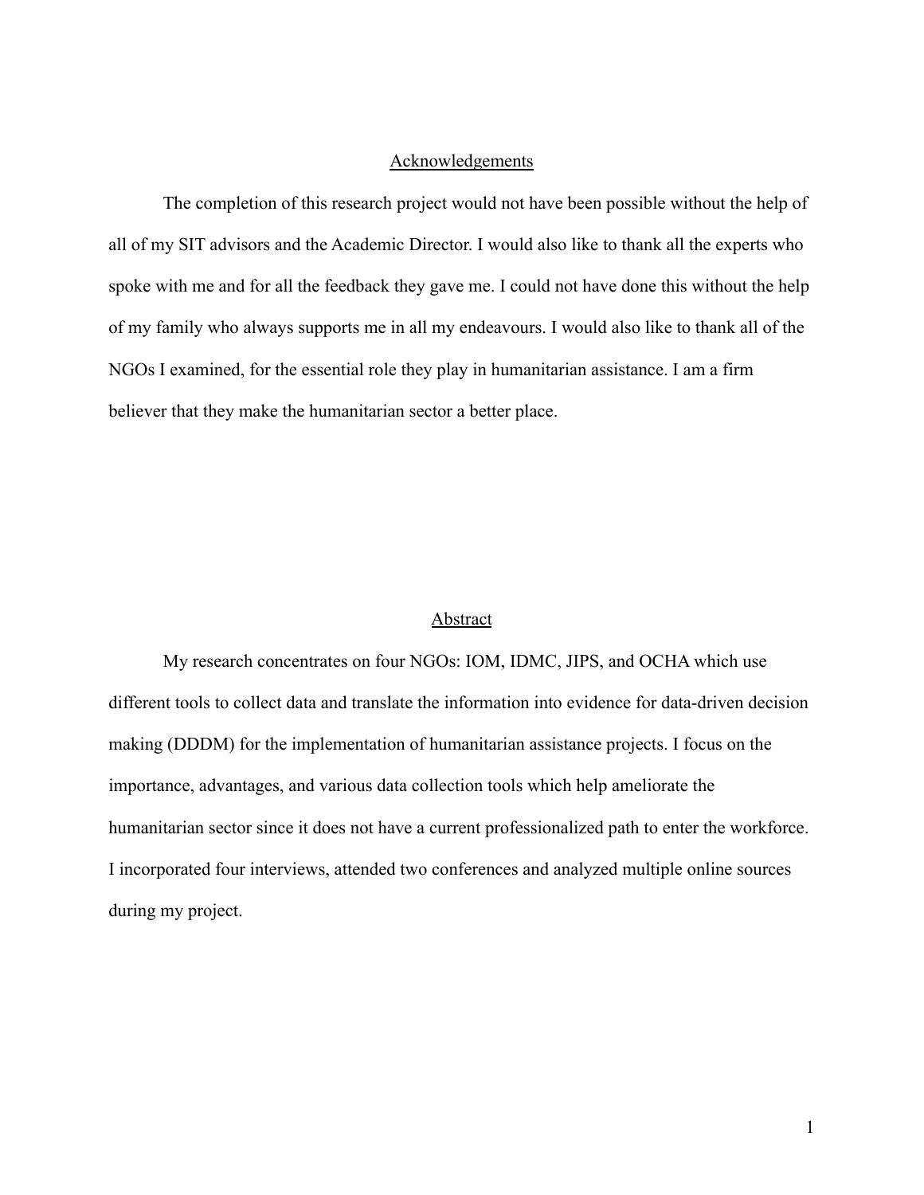## Acknowledgements

The completion of this research project would not have been possible without the help of all of my SIT advisors and the Academic Director. I would also like to thank all the experts who spoke with me and for all the feedback they gave me. I could not have done this without the help of my family who always supports me in all my endeavours. I would also like to thank all of the NGOs I examined, for the essential role they play in humanitarian assistance. I am a firm believer that they make the humanitarian sector a better place.

## Abstract

My research concentrates on four NGOs: IOM, IDMC, JIPS, and OCHA which use different tools to collect data and translate the information into evidence for data-driven decision making (DDDM) for the implementation of humanitarian assistance projects. I focus on the importance, advantages, and various data collection tools which help ameliorate the humanitarian sector since it does not have a current professionalized path to enter the workforce. I incorporated four interviews, attended two conferences and analyzed multiple online sources during my project.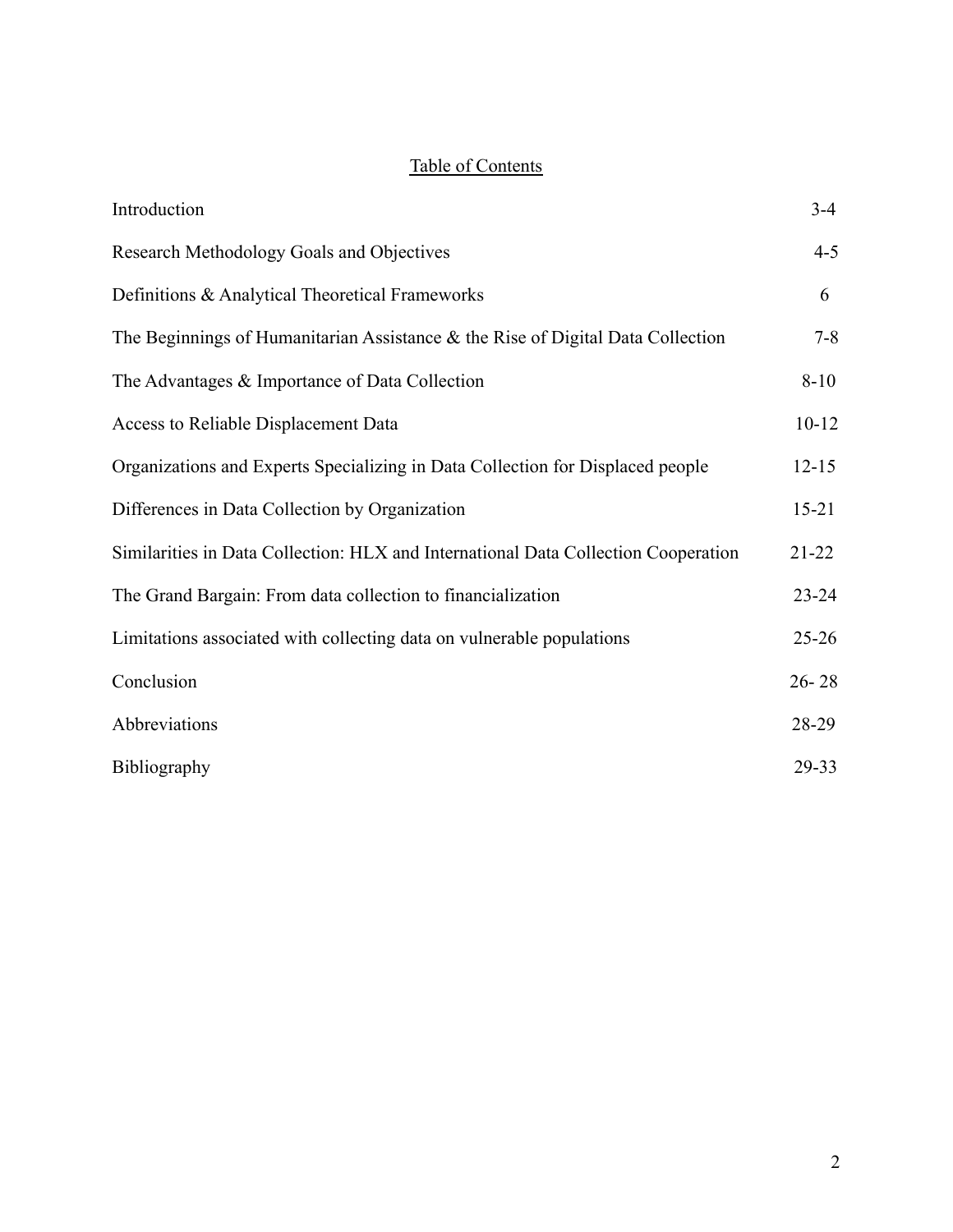## Table of Contents

| | |
|---|---|
| Introduction | 3-4 |
| Research Methodology Goals and Objectives | 4-5 |
| Definitions & Analytical Theoretical Frameworks | 6 |
| The Beginnings of Humanitarian Assistance & the Rise of Digital Data Collection | 7-8 |
| The Advantages & Importance of Data Collection | 8-10 |
| Access to Reliable Displacement Data | 10-12 |
| Organizations and Experts Specializing in Data Collection for Displaced people | 12-15 |
| Differences in Data Collection by Organization | 15-21 |
| Similarities in Data Collection: HLX and International Data Collection Cooperation | 21-22 |
| The Grand Bargain: From data collection to financialization | 23-24 |
| Limitations associated with collecting data on vulnerable populations | 25-26 |
| Conclusion | 26- 28 |
| Abbreviations | 28-29 |
| Bibliography | 29-33 |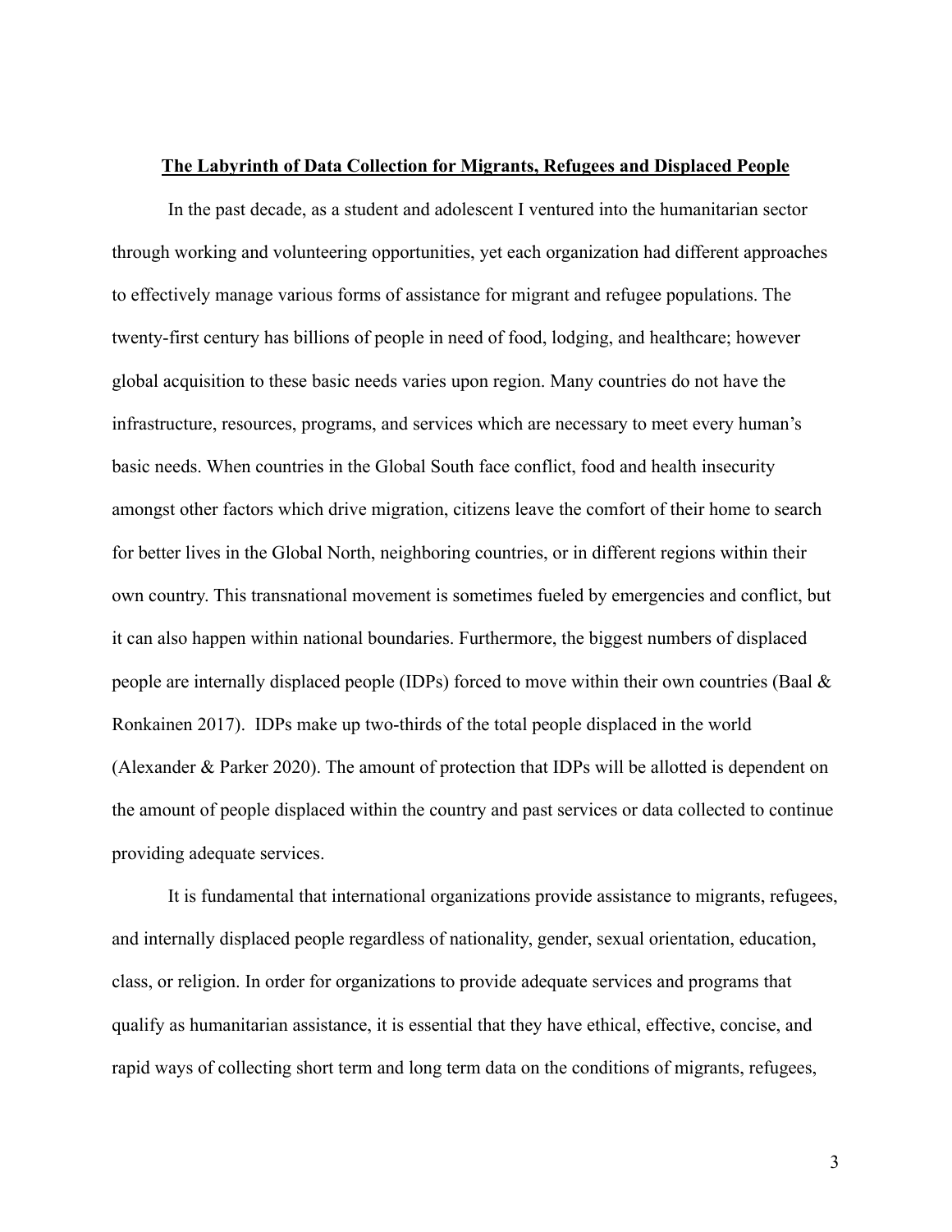# The Labyrinth of Data Collection for Migrants, Refugees and Displaced People

In the past decade, as a student and adolescent I ventured into the humanitarian sector through working and volunteering opportunities, yet each organization had different approaches to effectively manage various forms of assistance for migrant and refugee populations. The twenty-first century has billions of people in need of food, lodging, and healthcare; however global acquisition to these basic needs varies upon region. Many countries do not have the infrastructure, resources, programs, and services which are necessary to meet every human's basic needs. When countries in the Global South face conflict, food and health insecurity amongst other factors which drive migration, citizens leave the comfort of their home to search for better lives in the Global North, neighboring countries, or in different regions within their own country. This transnational movement is sometimes fueled by emergencies and conflict, but it can also happen within national boundaries. Furthermore, the biggest numbers of displaced people are internally displaced people (IDPs) forced to move within their own countries (Baal & Ronkainen 2017). IDPs make up two-thirds of the total people displaced in the world (Alexander & Parker 2020). The amount of protection that IDPs will be allotted is dependent on the amount of people displaced within the country and past services or data collected to continue providing adequate services.

It is fundamental that international organizations provide assistance to migrants, refugees, and internally displaced people regardless of nationality, gender, sexual orientation, education, class, or religion. In order for organizations to provide adequate services and programs that qualify as humanitarian assistance, it is essential that they have ethical, effective, concise, and rapid ways of collecting short term and long term data on the conditions of migrants, refugees,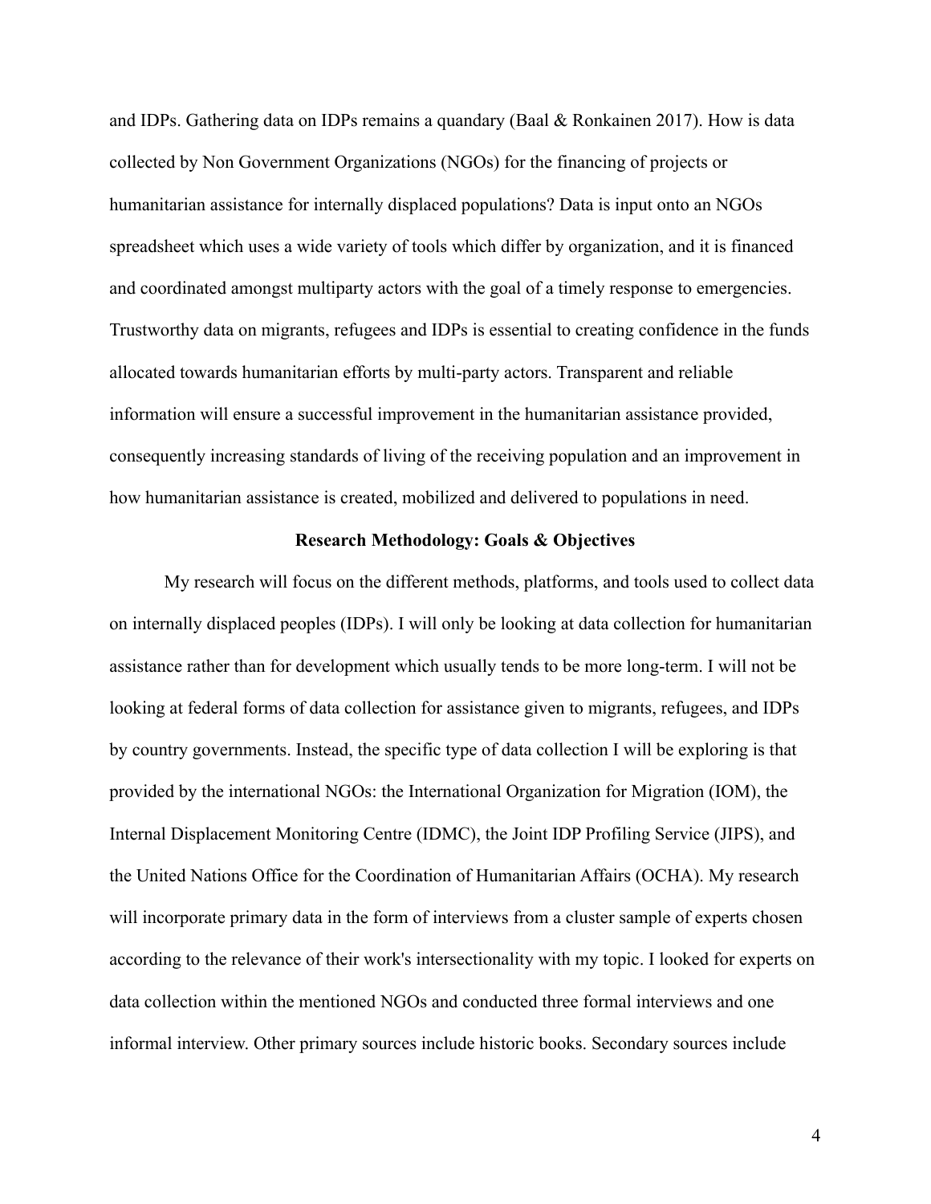and IDPs. Gathering data on IDPs remains a quandary (Baal & Ronkainen 2017). How is data collected by Non Government Organizations (NGOs) for the financing of projects or humanitarian assistance for internally displaced populations? Data is input onto an NGOs spreadsheet which uses a wide variety of tools which differ by organization, and it is financed and coordinated amongst multiparty actors with the goal of a timely response to emergencies. Trustworthy data on migrants, refugees and IDPs is essential to creating confidence in the funds allocated towards humanitarian efforts by multi-party actors. Transparent and reliable information will ensure a successful improvement in the humanitarian assistance provided, consequently increasing standards of living of the receiving population and an improvement in how humanitarian assistance is created, mobilized and delivered to populations in need.

**Research Methodology: Goals & Objectives**

My research will focus on the different methods, platforms, and tools used to collect data on internally displaced peoples (IDPs). I will only be looking at data collection for humanitarian assistance rather than for development which usually tends to be more long-term. I will not be looking at federal forms of data collection for assistance given to migrants, refugees, and IDPs by country governments. Instead, the specific type of data collection I will be exploring is that provided by the international NGOs: the International Organization for Migration (IOM), the Internal Displacement Monitoring Centre (IDMC), the Joint IDP Profiling Service (JIPS), and the United Nations Office for the Coordination of Humanitarian Affairs (OCHA). My research will incorporate primary data in the form of interviews from a cluster sample of experts chosen according to the relevance of their work's intersectionality with my topic. I looked for experts on data collection within the mentioned NGOs and conducted three formal interviews and one informal interview. Other primary sources include historic books. Secondary sources include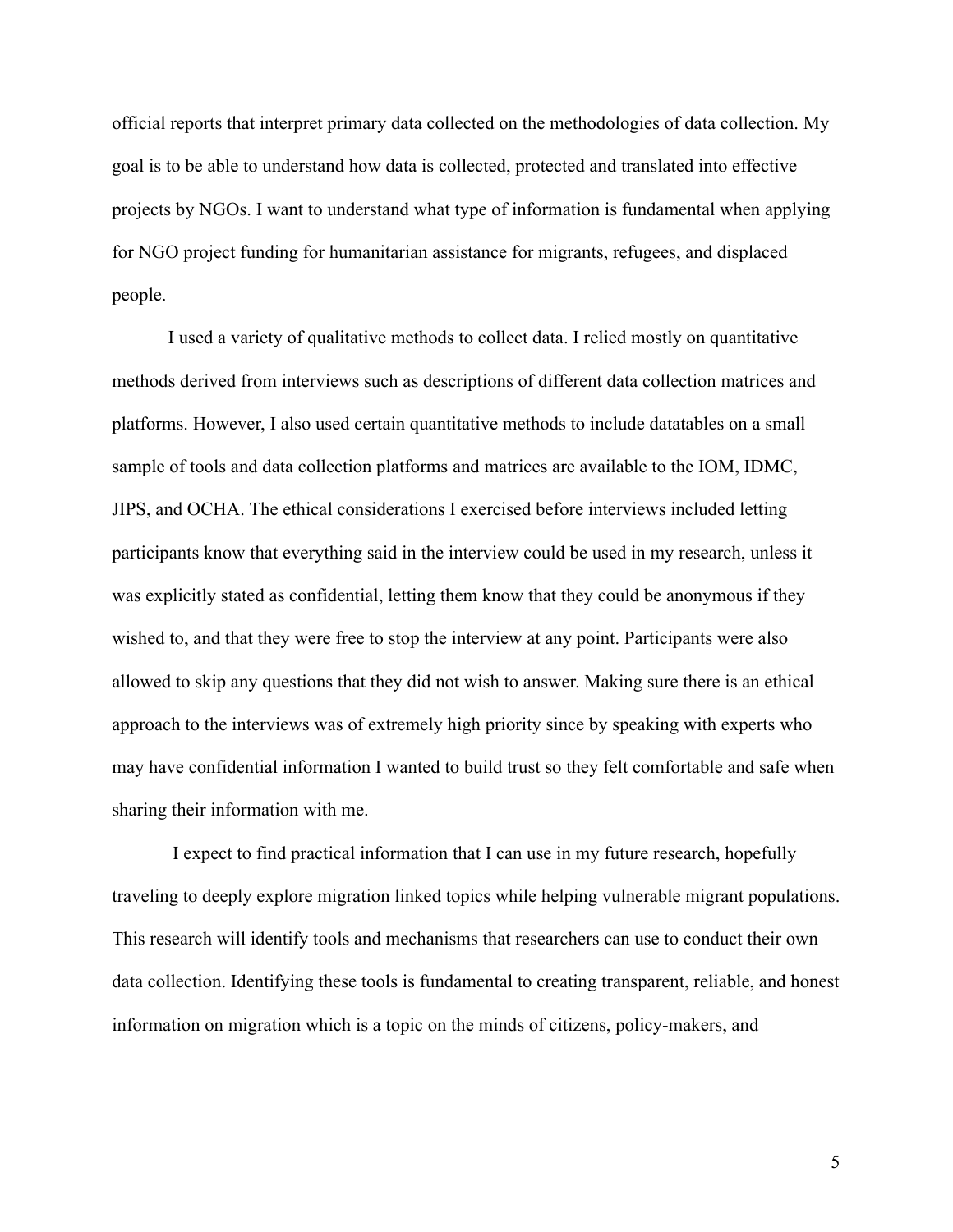official reports that interpret primary data collected on the methodologies of data collection. My goal is to be able to understand how data is collected, protected and translated into effective projects by NGOs. I want to understand what type of information is fundamental when applying for NGO project funding for humanitarian assistance for migrants, refugees, and displaced people.

I used a variety of qualitative methods to collect data. I relied mostly on quantitative methods derived from interviews such as descriptions of different data collection matrices and platforms. However, I also used certain quantitative methods to include datatables on a small sample of tools and data collection platforms and matrices are available to the IOM, IDMC, JIPS, and OCHA. The ethical considerations I exercised before interviews included letting participants know that everything said in the interview could be used in my research, unless it was explicitly stated as confidential, letting them know that they could be anonymous if they wished to, and that they were free to stop the interview at any point. Participants were also allowed to skip any questions that they did not wish to answer. Making sure there is an ethical approach to the interviews was of extremely high priority since by speaking with experts who may have confidential information I wanted to build trust so they felt comfortable and safe when sharing their information with me.

I expect to find practical information that I can use in my future research, hopefully traveling to deeply explore migration linked topics while helping vulnerable migrant populations. This research will identify tools and mechanisms that researchers can use to conduct their own data collection. Identifying these tools is fundamental to creating transparent, reliable, and honest information on migration which is a topic on the minds of citizens, policy-makers, and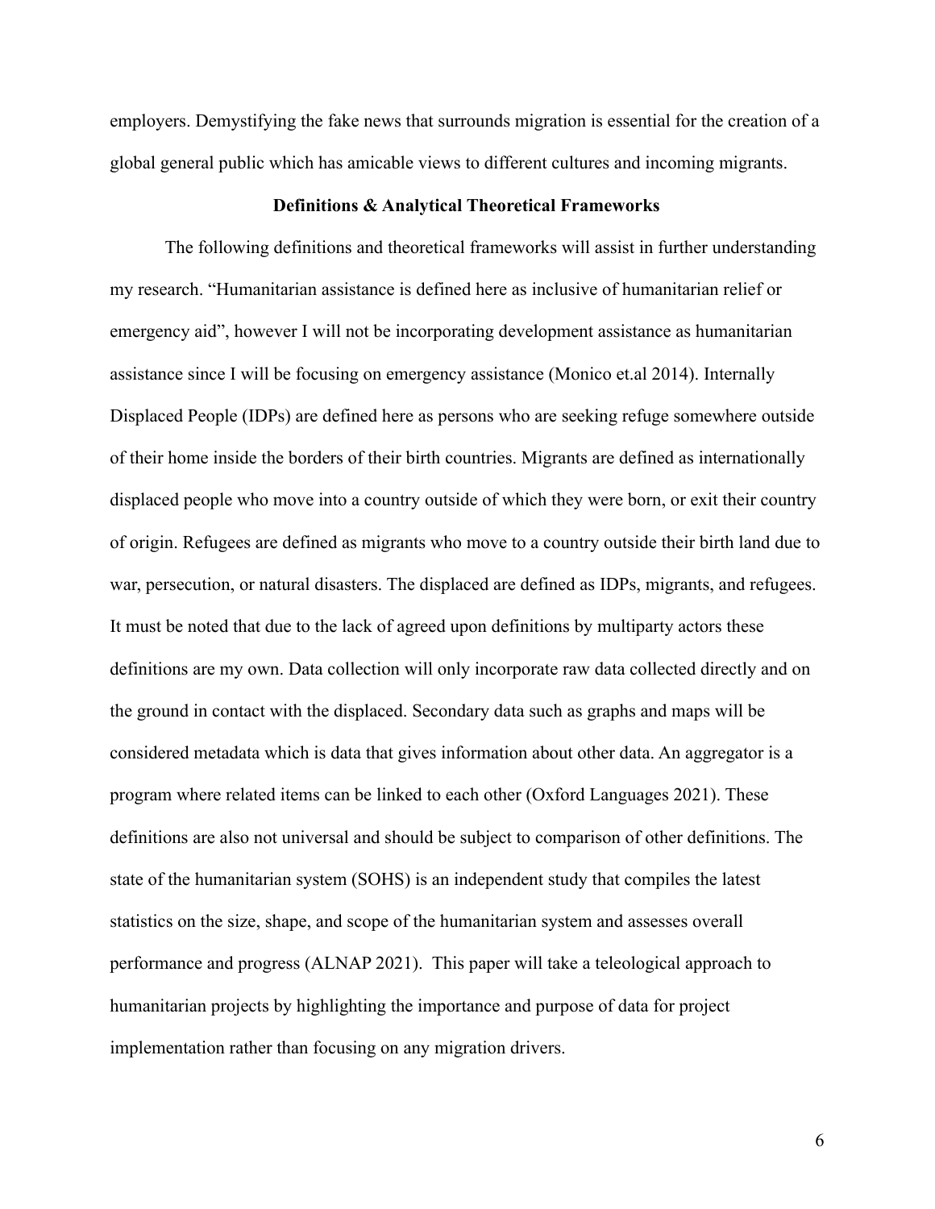employers. Demystifying the fake news that surrounds migration is essential for the creation of a global general public which has amicable views to different cultures and incoming migrants.

## Definitions & Analytical Theoretical Frameworks

The following definitions and theoretical frameworks will assist in further understanding my research. "Humanitarian assistance is defined here as inclusive of humanitarian relief or emergency aid", however I will not be incorporating development assistance as humanitarian assistance since I will be focusing on emergency assistance (Monico et.al 2014). Internally Displaced People (IDPs) are defined here as persons who are seeking refuge somewhere outside of their home inside the borders of their birth countries. Migrants are defined as internationally displaced people who move into a country outside of which they were born, or exit their country of origin. Refugees are defined as migrants who move to a country outside their birth land due to war, persecution, or natural disasters. The displaced are defined as IDPs, migrants, and refugees. It must be noted that due to the lack of agreed upon definitions by multiparty actors these definitions are my own. Data collection will only incorporate raw data collected directly and on the ground in contact with the displaced. Secondary data such as graphs and maps will be considered metadata which is data that gives information about other data. An aggregator is a program where related items can be linked to each other (Oxford Languages 2021). These definitions are also not universal and should be subject to comparison of other definitions. The state of the humanitarian system (SOHS) is an independent study that compiles the latest statistics on the size, shape, and scope of the humanitarian system and assesses overall performance and progress (ALNAP 2021). This paper will take a teleological approach to humanitarian projects by highlighting the importance and purpose of data for project implementation rather than focusing on any migration drivers.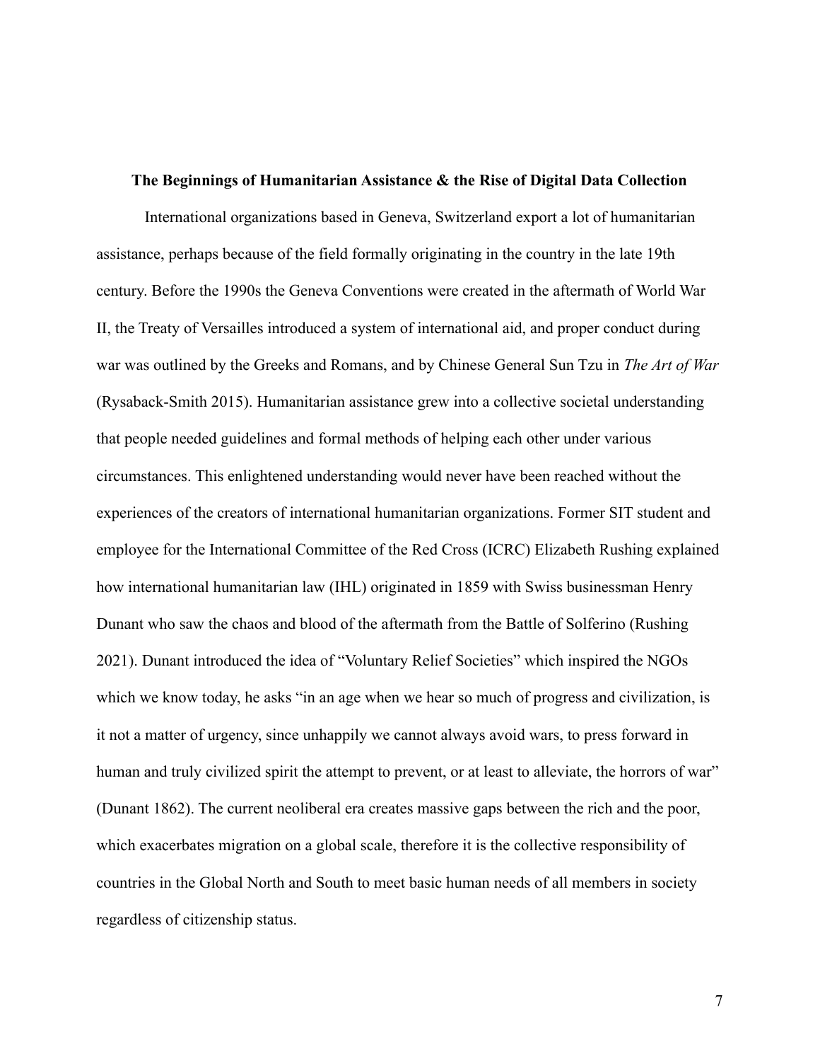**The Beginnings of Humanitarian Assistance & the Rise of Digital Data Collection**

International organizations based in Geneva, Switzerland export a lot of humanitarian assistance, perhaps because of the field formally originating in the country in the late 19th century. Before the 1990s the Geneva Conventions were created in the aftermath of World War II, the Treaty of Versailles introduced a system of international aid, and proper conduct during war was outlined by the Greeks and Romans, and by Chinese General Sun Tzu in *The Art of War* (Rysaback-Smith 2015). Humanitarian assistance grew into a collective societal understanding that people needed guidelines and formal methods of helping each other under various circumstances. This enlightened understanding would never have been reached without the experiences of the creators of international humanitarian organizations. Former SIT student and employee for the International Committee of the Red Cross (ICRC) Elizabeth Rushing explained how international humanitarian law (IHL) originated in 1859 with Swiss businessman Henry Dunant who saw the chaos and blood of the aftermath from the Battle of Solferino (Rushing 2021). Dunant introduced the idea of "Voluntary Relief Societies" which inspired the NGOs which we know today, he asks "in an age when we hear so much of progress and civilization, is it not a matter of urgency, since unhappily we cannot always avoid wars, to press forward in human and truly civilized spirit the attempt to prevent, or at least to alleviate, the horrors of war" (Dunant 1862). The current neoliberal era creates massive gaps between the rich and the poor, which exacerbates migration on a global scale, therefore it is the collective responsibility of countries in the Global North and South to meet basic human needs of all members in society regardless of citizenship status.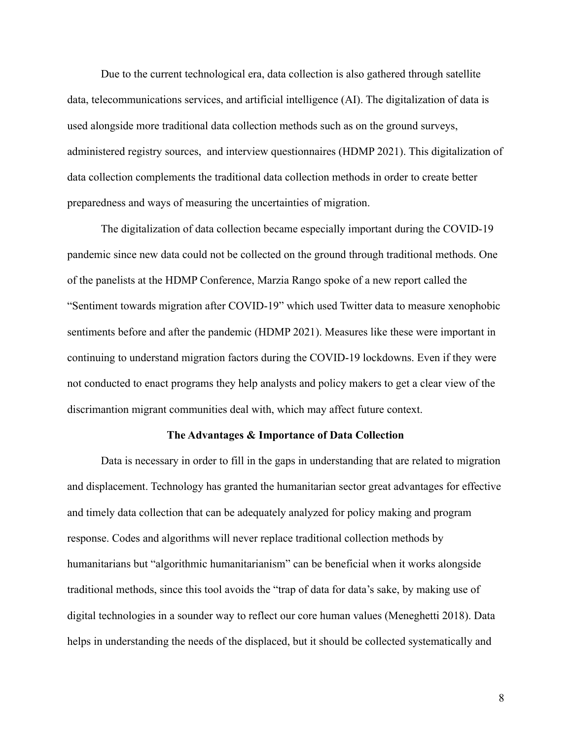Due to the current technological era, data collection is also gathered through satellite data, telecommunications services, and artificial intelligence (AI). The digitalization of data is used alongside more traditional data collection methods such as on the ground surveys, administered registry sources,  and interview questionnaires (HDMP 2021). This digitalization of data collection complements the traditional data collection methods in order to create better preparedness and ways of measuring the uncertainties of migration.

The digitalization of data collection became especially important during the COVID-19 pandemic since new data could not be collected on the ground through traditional methods. One of the panelists at the HDMP Conference, Marzia Rango spoke of a new report called the "Sentiment towards migration after COVID-19" which used Twitter data to measure xenophobic sentiments before and after the pandemic (HDMP 2021). Measures like these were important in continuing to understand migration factors during the COVID-19 lockdowns. Even if they were not conducted to enact programs they help analysts and policy makers to get a clear view of the discrimantion migrant communities deal with, which may affect future context.

**The Advantages & Importance of Data Collection**

Data is necessary in order to fill in the gaps in understanding that are related to migration and displacement. Technology has granted the humanitarian sector great advantages for effective and timely data collection that can be adequately analyzed for policy making and program response. Codes and algorithms will never replace traditional collection methods by humanitarians but "algorithmic humanitarianism" can be beneficial when it works alongside traditional methods, since this tool avoids the "trap of data for data's sake, by making use of digital technologies in a sounder way to reflect our core human values (Meneghetti 2018). Data helps in understanding the needs of the displaced, but it should be collected systematically and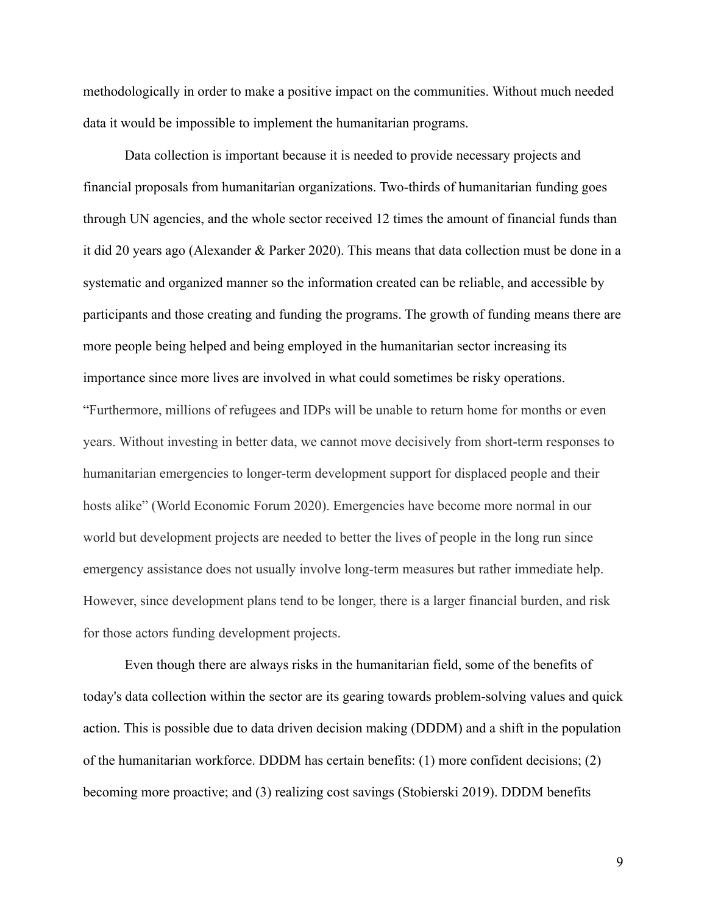methodologically in order to make a positive impact on the communities. Without much needed data it would be impossible to implement the humanitarian programs.

Data collection is important because it is needed to provide necessary projects and financial proposals from humanitarian organizations. Two-thirds of humanitarian funding goes through UN agencies, and the whole sector received 12 times the amount of financial funds than it did 20 years ago (Alexander & Parker 2020). This means that data collection must be done in a systematic and organized manner so the information created can be reliable, and accessible by participants and those creating and funding the programs. The growth of funding means there are more people being helped and being employed in the humanitarian sector increasing its importance since more lives are involved in what could sometimes be risky operations. "Furthermore, millions of refugees and IDPs will be unable to return home for months or even years. Without investing in better data, we cannot move decisively from short-term responses to humanitarian emergencies to longer-term development support for displaced people and their hosts alike" (World Economic Forum 2020). Emergencies have become more normal in our world but development projects are needed to better the lives of people in the long run since emergency assistance does not usually involve long-term measures but rather immediate help. However, since development plans tend to be longer, there is a larger financial burden, and risk for those actors funding development projects.

Even though there are always risks in the humanitarian field, some of the benefits of today's data collection within the sector are its gearing towards problem-solving values and quick action. This is possible due to data driven decision making (DDDM) and a shift in the population of the humanitarian workforce. DDDM has certain benefits: (1) more confident decisions; (2) becoming more proactive; and (3) realizing cost savings (Stobierski 2019). DDDM benefits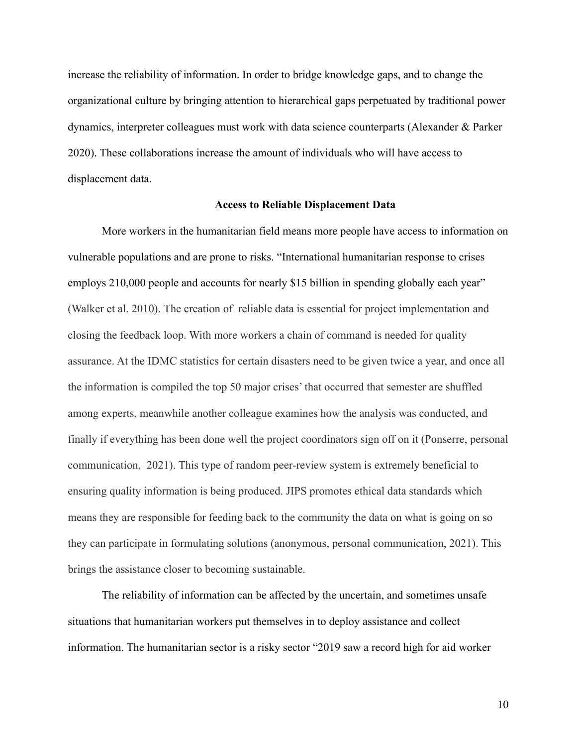increase the reliability of information. In order to bridge knowledge gaps, and to change the organizational culture by bringing attention to hierarchical gaps perpetuated by traditional power dynamics, interpreter colleagues must work with data science counterparts (Alexander & Parker 2020). These collaborations increase the amount of individuals who will have access to displacement data.

## Access to Reliable Displacement Data

More workers in the humanitarian field means more people have access to information on vulnerable populations and are prone to risks. "International humanitarian response to crises employs 210,000 people and accounts for nearly $15 billion in spending globally each year" (Walker et al. 2010). The creation of reliable data is essential for project implementation and closing the feedback loop. With more workers a chain of command is needed for quality assurance. At the IDMC statistics for certain disasters need to be given twice a year, and once all the information is compiled the top 50 major crises' that occurred that semester are shuffled among experts, meanwhile another colleague examines how the analysis was conducted, and finally if everything has been done well the project coordinators sign off on it (Ponserre, personal communication, 2021). This type of random peer-review system is extremely beneficial to ensuring quality information is being produced. JIPS promotes ethical data standards which means they are responsible for feeding back to the community the data on what is going on so they can participate in formulating solutions (anonymous, personal communication, 2021). This brings the assistance closer to becoming sustainable.

The reliability of information can be affected by the uncertain, and sometimes unsafe situations that humanitarian workers put themselves in to deploy assistance and collect information. The humanitarian sector is a risky sector "2019 saw a record high for aid worker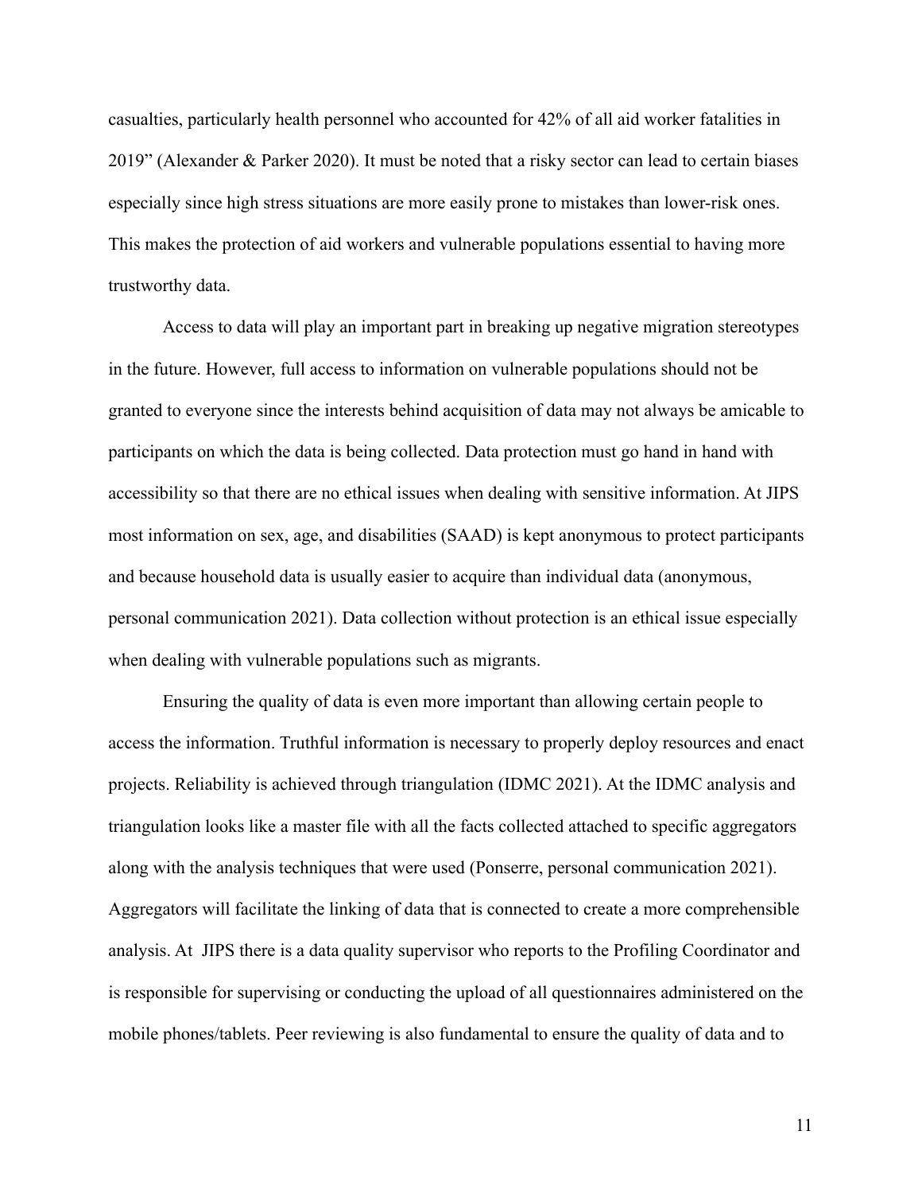casualties, particularly health personnel who accounted for 42% of all aid worker fatalities in 2019" (Alexander & Parker 2020). It must be noted that a risky sector can lead to certain biases especially since high stress situations are more easily prone to mistakes than lower-risk ones. This makes the protection of aid workers and vulnerable populations essential to having more trustworthy data.

Access to data will play an important part in breaking up negative migration stereotypes in the future. However, full access to information on vulnerable populations should not be granted to everyone since the interests behind acquisition of data may not always be amicable to participants on which the data is being collected. Data protection must go hand in hand with accessibility so that there are no ethical issues when dealing with sensitive information. At JIPS most information on sex, age, and disabilities (SAAD) is kept anonymous to protect participants and because household data is usually easier to acquire than individual data (anonymous, personal communication 2021). Data collection without protection is an ethical issue especially when dealing with vulnerable populations such as migrants.

Ensuring the quality of data is even more important than allowing certain people to access the information. Truthful information is necessary to properly deploy resources and enact projects. Reliability is achieved through triangulation (IDMC 2021). At the IDMC analysis and triangulation looks like a master file with all the facts collected attached to specific aggregators along with the analysis techniques that were used (Ponserre, personal communication 2021). Aggregators will facilitate the linking of data that is connected to create a more comprehensible analysis. At JIPS there is a data quality supervisor who reports to the Profiling Coordinator and is responsible for supervising or conducting the upload of all questionnaires administered on the mobile phones/tablets. Peer reviewing is also fundamental to ensure the quality of data and to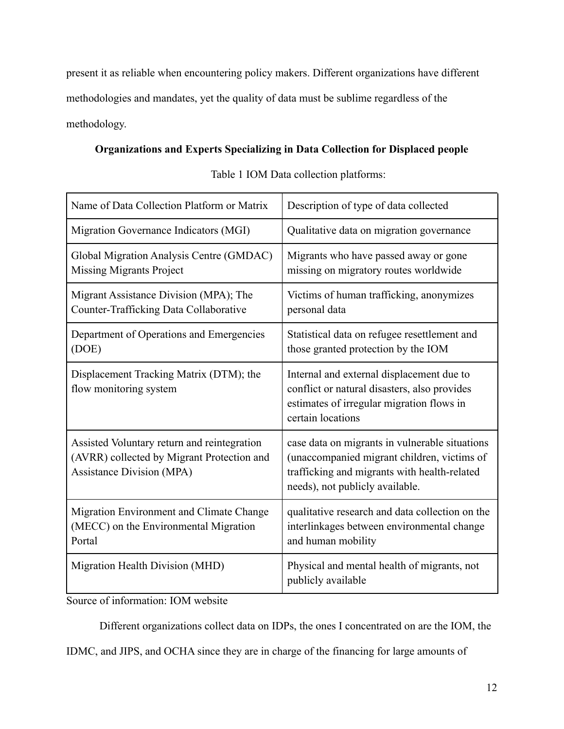present it as reliable when encountering policy makers. Different organizations have different methodologies and mandates, yet the quality of data must be sublime regardless of the methodology.

**Organizations and Experts Specializing in Data Collection for Displaced people**

Table 1 IOM Data collection platforms:

| Name of Data Collection Platform or Matrix | Description of type of data collected |
|---|---|
| Migration Governance Indicators (MGI) | Qualitative data on migration governance |
| Global Migration Analysis Centre (GMDAC) Missing Migrants Project | Migrants who have passed away or gone missing on migratory routes worldwide |
| Migrant Assistance Division (MPA); The Counter-Trafficking Data Collaborative | Victims of human trafficking, anonymizes personal data |
| Department of Operations and Emergencies (DOE) | Statistical data on refugee resettlement and those granted protection by the IOM |
| Displacement Tracking Matrix (DTM); the flow monitoring system | Internal and external displacement due to conflict or natural disasters, also provides estimates of irregular migration flows in certain locations |
| Assisted Voluntary return and reintegration (AVRR) collected by Migrant Protection and Assistance Division (MPA) | case data on migrants in vulnerable situations (unaccompanied migrant children, victims of trafficking and migrants with health-related needs), not publicly available. |
| Migration Environment and Climate Change (MECC) on the Environmental Migration Portal | qualitative research and data collection on the interlinkages between environmental change and human mobility |
| Migration Health Division (MHD) | Physical and mental health of migrants, not publicly available |

Source of information: IOM website

Different organizations collect data on IDPs, the ones I concentrated on are the IOM, the IDMC, and JIPS, and OCHA since they are in charge of the financing for large amounts of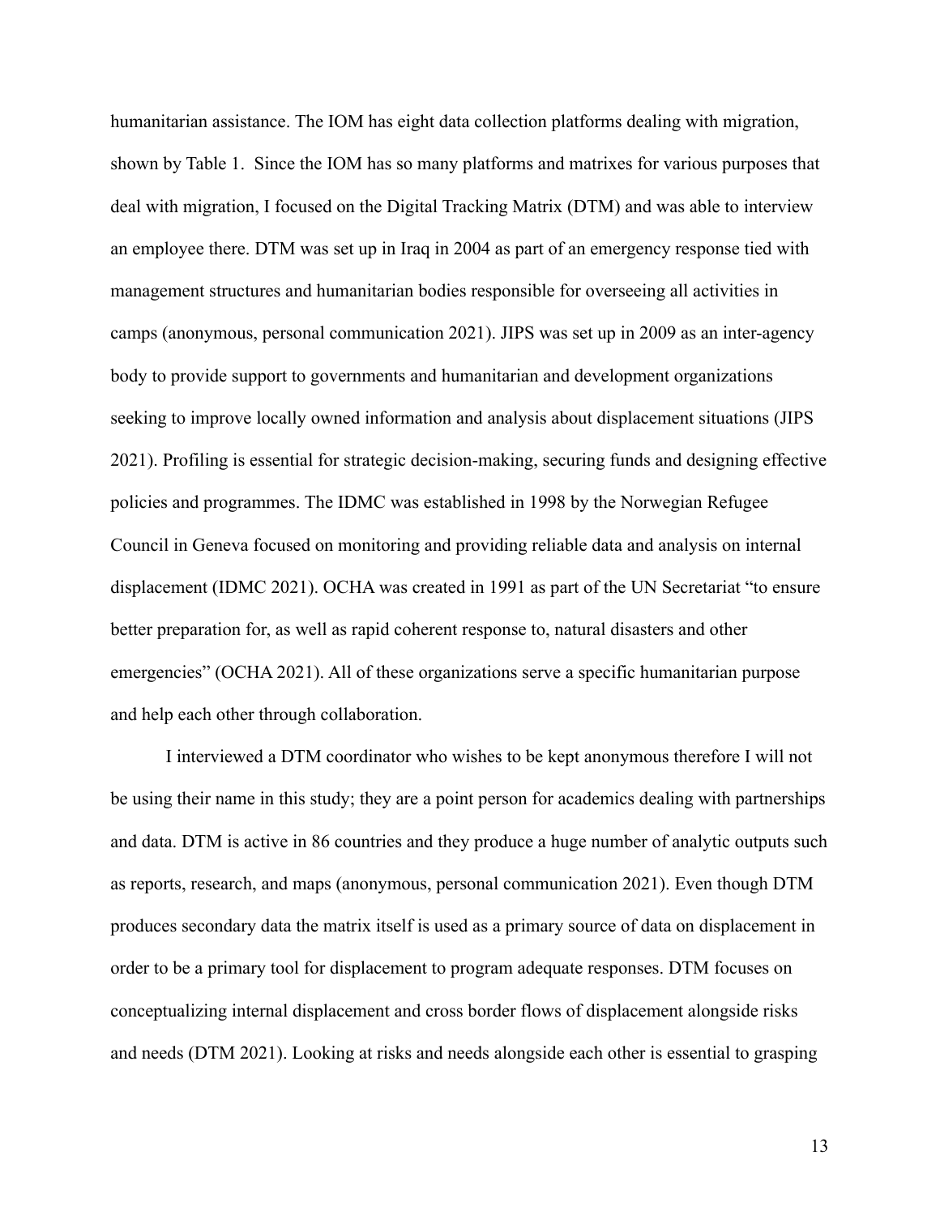humanitarian assistance. The IOM has eight data collection platforms dealing with migration, shown by Table 1. Since the IOM has so many platforms and matrixes for various purposes that deal with migration, I focused on the Digital Tracking Matrix (DTM) and was able to interview an employee there. DTM was set up in Iraq in 2004 as part of an emergency response tied with management structures and humanitarian bodies responsible for overseeing all activities in camps (anonymous, personal communication 2021). JIPS was set up in 2009 as an inter-agency body to provide support to governments and humanitarian and development organizations seeking to improve locally owned information and analysis about displacement situations (JIPS 2021). Profiling is essential for strategic decision-making, securing funds and designing effective policies and programmes. The IDMC was established in 1998 by the Norwegian Refugee Council in Geneva focused on monitoring and providing reliable data and analysis on internal displacement (IDMC 2021). OCHA was created in 1991 as part of the UN Secretariat "to ensure better preparation for, as well as rapid coherent response to, natural disasters and other emergencies" (OCHA 2021). All of these organizations serve a specific humanitarian purpose and help each other through collaboration.

I interviewed a DTM coordinator who wishes to be kept anonymous therefore I will not be using their name in this study; they are a point person for academics dealing with partnerships and data. DTM is active in 86 countries and they produce a huge number of analytic outputs such as reports, research, and maps (anonymous, personal communication 2021). Even though DTM produces secondary data the matrix itself is used as a primary source of data on displacement in order to be a primary tool for displacement to program adequate responses. DTM focuses on conceptualizing internal displacement and cross border flows of displacement alongside risks and needs (DTM 2021). Looking at risks and needs alongside each other is essential to grasping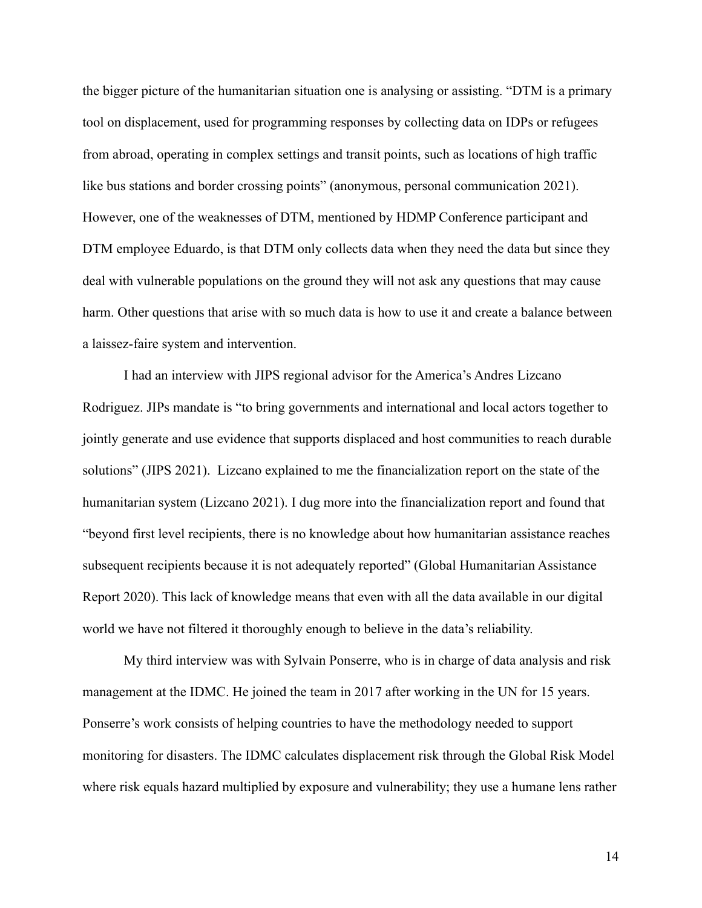the bigger picture of the humanitarian situation one is analysing or assisting. "DTM is a primary tool on displacement, used for programming responses by collecting data on IDPs or refugees from abroad, operating in complex settings and transit points, such as locations of high traffic like bus stations and border crossing points" (anonymous, personal communication 2021). However, one of the weaknesses of DTM, mentioned by HDMP Conference participant and DTM employee Eduardo, is that DTM only collects data when they need the data but since they deal with vulnerable populations on the ground they will not ask any questions that may cause harm. Other questions that arise with so much data is how to use it and create a balance between a laissez-faire system and intervention.

I had an interview with JIPS regional advisor for the America's Andres Lizcano Rodriguez. JIPs mandate is "to bring governments and international and local actors together to jointly generate and use evidence that supports displaced and host communities to reach durable solutions" (JIPS 2021). Lizcano explained to me the financialization report on the state of the humanitarian system (Lizcano 2021). I dug more into the financialization report and found that "beyond first level recipients, there is no knowledge about how humanitarian assistance reaches subsequent recipients because it is not adequately reported" (Global Humanitarian Assistance Report 2020). This lack of knowledge means that even with all the data available in our digital world we have not filtered it thoroughly enough to believe in the data's reliability.

My third interview was with Sylvain Ponserre, who is in charge of data analysis and risk management at the IDMC. He joined the team in 2017 after working in the UN for 15 years. Ponserre's work consists of helping countries to have the methodology needed to support monitoring for disasters. The IDMC calculates displacement risk through the Global Risk Model where risk equals hazard multiplied by exposure and vulnerability; they use a humane lens rather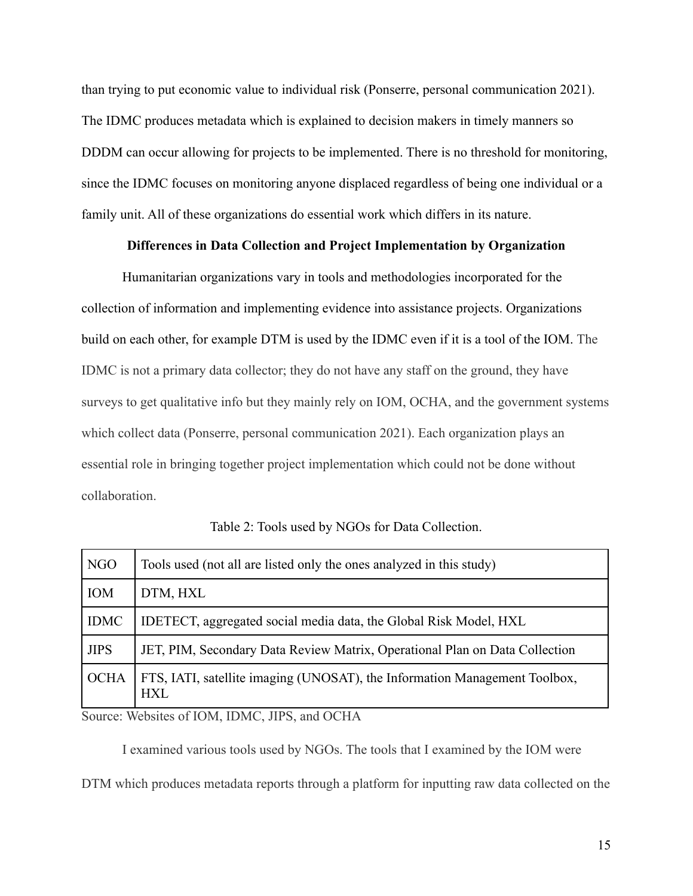than trying to put economic value to individual risk (Ponserre, personal communication 2021). The IDMC produces metadata which is explained to decision makers in timely manners so DDDM can occur allowing for projects to be implemented. There is no threshold for monitoring, since the IDMC focuses on monitoring anyone displaced regardless of being one individual or a family unit. All of these organizations do essential work which differs in its nature.

**Differences in Data Collection and Project Implementation by Organization**

Humanitarian organizations vary in tools and methodologies incorporated for the collection of information and implementing evidence into assistance projects. Organizations build on each other, for example DTM is used by the IDMC even if it is a tool of the IOM. The IDMC is not a primary data collector; they do not have any staff on the ground, they have surveys to get qualitative info but they mainly rely on IOM, OCHA, and the government systems which collect data (Ponserre, personal communication 2021). Each organization plays an essential role in bringing together project implementation which could not be done without collaboration.

Table 2: Tools used by NGOs for Data Collection.

| NGO | Tools used (not all are listed only the ones analyzed in this study) |
| --- | --- |
| IOM | DTM, HXL |
| IDMC | IDETECT, aggregated social media data, the Global Risk Model, HXL |
| JIPS | JET, PIM, Secondary Data Review Matrix, Operational Plan on Data Collection |
| OCHA | FTS, IATI, satellite imaging (UNOSAT), the Information Management Toolbox, HXL |

Source: Websites of IOM, IDMC, JIPS, and OCHA

I examined various tools used by NGOs. The tools that I examined by the IOM were DTM which produces metadata reports through a platform for inputting raw data collected on the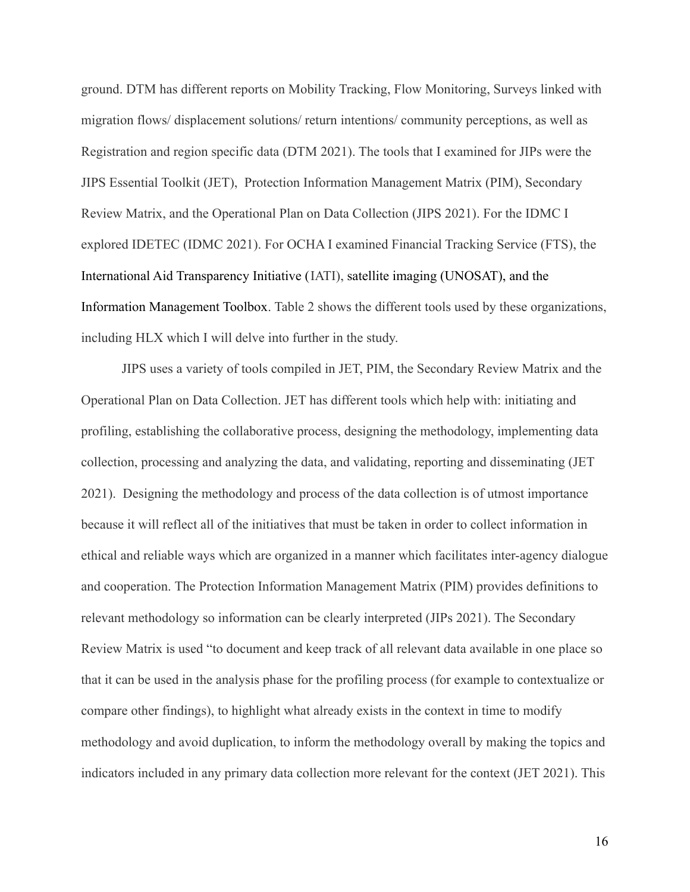ground. DTM has different reports on Mobility Tracking, Flow Monitoring, Surveys linked with migration flows/ displacement solutions/ return intentions/ community perceptions, as well as Registration and region specific data (DTM 2021). The tools that I examined for JIPs were the JIPS Essential Toolkit (JET), Protection Information Management Matrix (PIM), Secondary Review Matrix, and the Operational Plan on Data Collection (JIPS 2021). For the IDMC I explored IDETEC (IDMC 2021). For OCHA I examined Financial Tracking Service (FTS), the International Aid Transparency Initiative (IATI), satellite imaging (UNOSAT), and the Information Management Toolbox. Table 2 shows the different tools used by these organizations, including HLX which I will delve into further in the study.

JIPS uses a variety of tools compiled in JET, PIM, the Secondary Review Matrix and the Operational Plan on Data Collection. JET has different tools which help with: initiating and profiling, establishing the collaborative process, designing the methodology, implementing data collection, processing and analyzing the data, and validating, reporting and disseminating (JET 2021). Designing the methodology and process of the data collection is of utmost importance because it will reflect all of the initiatives that must be taken in order to collect information in ethical and reliable ways which are organized in a manner which facilitates inter-agency dialogue and cooperation. The Protection Information Management Matrix (PIM) provides definitions to relevant methodology so information can be clearly interpreted (JIPs 2021). The Secondary Review Matrix is used "to document and keep track of all relevant data available in one place so that it can be used in the analysis phase for the profiling process (for example to contextualize or compare other findings), to highlight what already exists in the context in time to modify methodology and avoid duplication, to inform the methodology overall by making the topics and indicators included in any primary data collection more relevant for the context (JET 2021). This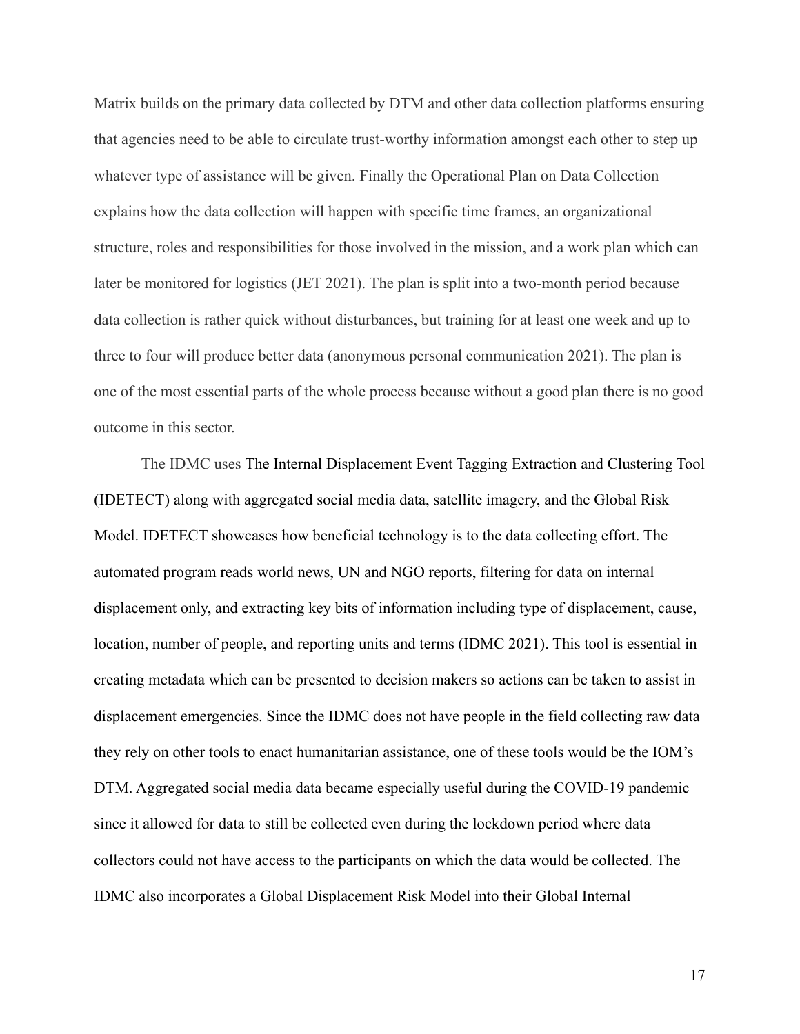Matrix builds on the primary data collected by DTM and other data collection platforms ensuring that agencies need to be able to circulate trust-worthy information amongst each other to step up whatever type of assistance will be given. Finally the Operational Plan on Data Collection explains how the data collection will happen with specific time frames, an organizational structure, roles and responsibilities for those involved in the mission, and a work plan which can later be monitored for logistics (JET 2021). The plan is split into a two-month period because data collection is rather quick without disturbances, but training for at least one week and up to three to four will produce better data (anonymous personal communication 2021). The plan is one of the most essential parts of the whole process because without a good plan there is no good outcome in this sector.

The IDMC uses The Internal Displacement Event Tagging Extraction and Clustering Tool (IDETECT) along with aggregated social media data, satellite imagery, and the Global Risk Model. IDETECT showcases how beneficial technology is to the data collecting effort. The automated program reads world news, UN and NGO reports, filtering for data on internal displacement only, and extracting key bits of information including type of displacement, cause, location, number of people, and reporting units and terms (IDMC 2021). This tool is essential in creating metadata which can be presented to decision makers so actions can be taken to assist in displacement emergencies. Since the IDMC does not have people in the field collecting raw data they rely on other tools to enact humanitarian assistance, one of these tools would be the IOM's DTM. Aggregated social media data became especially useful during the COVID-19 pandemic since it allowed for data to still be collected even during the lockdown period where data collectors could not have access to the participants on which the data would be collected. The IDMC also incorporates a Global Displacement Risk Model into their Global Internal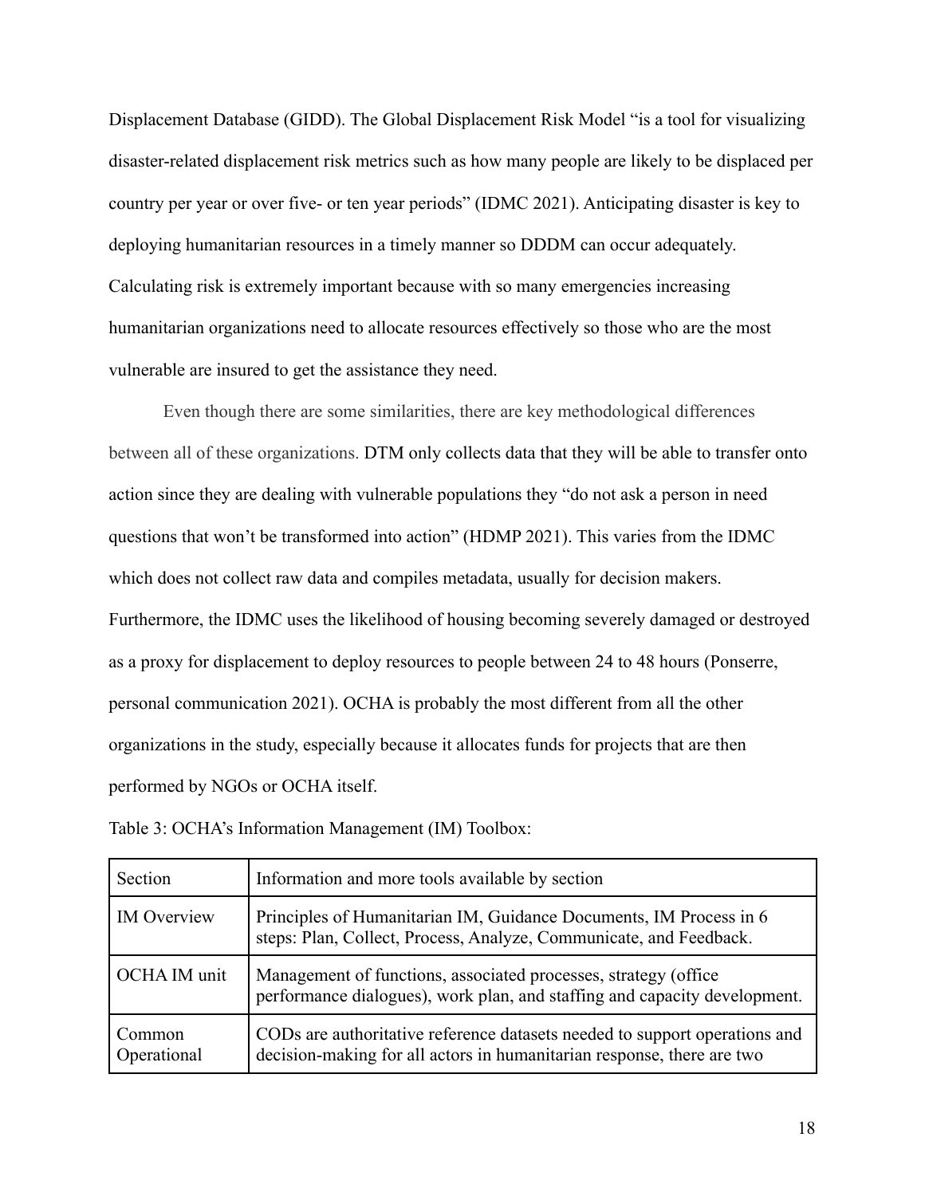Displacement Database (GIDD). The Global Displacement Risk Model "is a tool for visualizing disaster-related displacement risk metrics such as how many people are likely to be displaced per country per year or over five- or ten year periods" (IDMC 2021). Anticipating disaster is key to deploying humanitarian resources in a timely manner so DDDM can occur adequately. Calculating risk is extremely important because with so many emergencies increasing humanitarian organizations need to allocate resources effectively so those who are the most vulnerable are insured to get the assistance they need.

Even though there are some similarities, there are key methodological differences between all of these organizations. DTM only collects data that they will be able to transfer onto action since they are dealing with vulnerable populations they "do not ask a person in need questions that won't be transformed into action" (HDMP 2021). This varies from the IDMC which does not collect raw data and compiles metadata, usually for decision makers. Furthermore, the IDMC uses the likelihood of housing becoming severely damaged or destroyed as a proxy for displacement to deploy resources to people between 24 to 48 hours (Ponserre, personal communication 2021). OCHA is probably the most different from all the other organizations in the study, especially because it allocates funds for projects that are then performed by NGOs or OCHA itself.

Table 3: OCHA's Information Management (IM) Toolbox:

| Section | Information and more tools available by section |
|---|---|
| IM Overview | Principles of Humanitarian IM, Guidance Documents, IM Process in 6 steps: Plan, Collect, Process, Analyze, Communicate, and Feedback. |
| OCHA IM unit | Management of functions, associated processes, strategy (office performance dialogues), work plan, and staffing and capacity development. |
| Common Operational | CODs are authoritative reference datasets needed to support operations and decision-making for all actors in humanitarian response, there are two |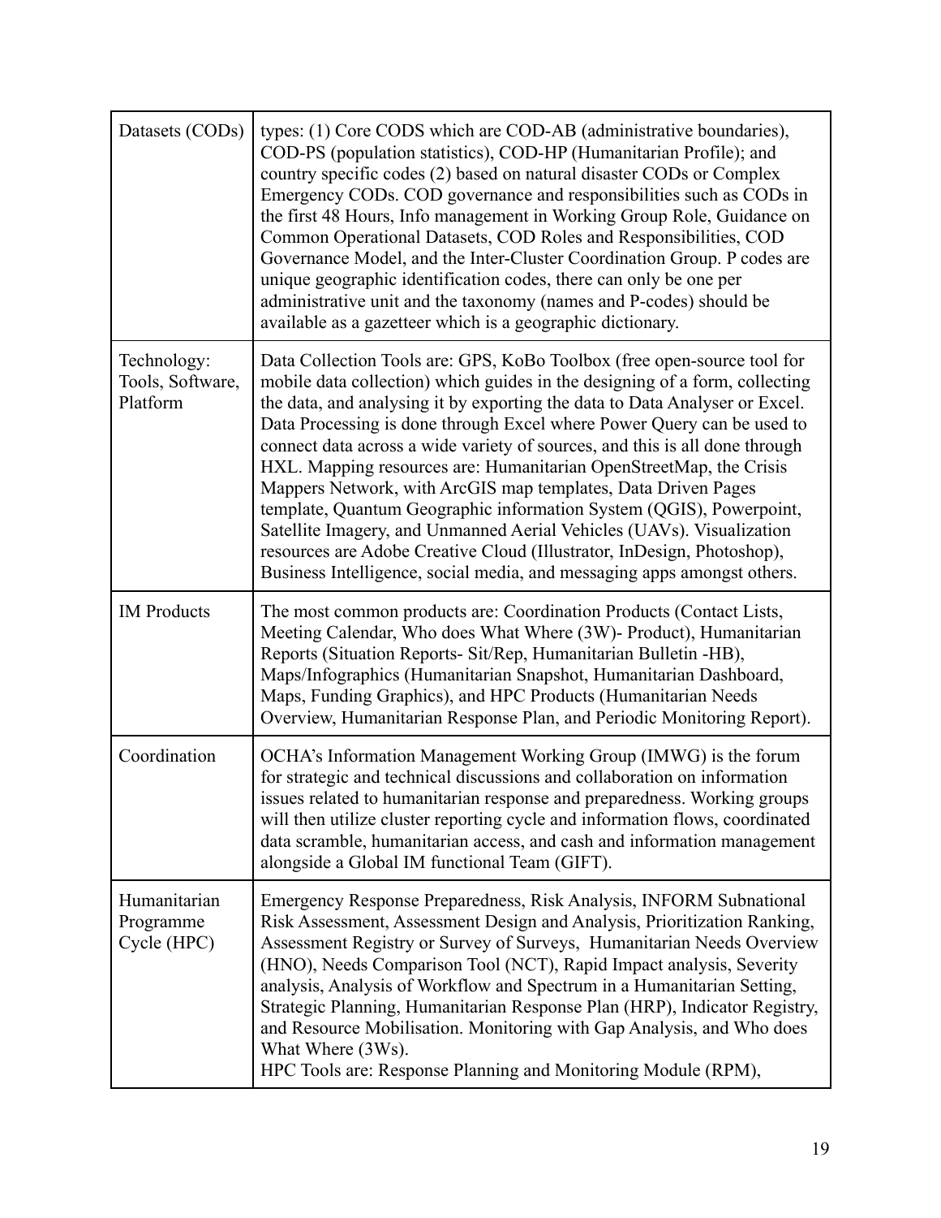| | |
|---|---|
| Datasets (CODs) | types: (1) Core CODS which are COD-AB (administrative boundaries), COD-PS (population statistics), COD-HP (Humanitarian Profile); and country specific codes (2) based on natural disaster CODs or Complex Emergency CODs. COD governance and responsibilities such as CODs in the first 48 Hours, Info management in Working Group Role, Guidance on Common Operational Datasets, COD Roles and Responsibilities, COD Governance Model, and the Inter-Cluster Coordination Group. P codes are unique geographic identification codes, there can only be one per administrative unit and the taxonomy (names and P-codes) should be available as a gazetteer which is a geographic dictionary. |
| Technology: Tools, Software, Platform | Data Collection Tools are: GPS, KoBo Toolbox (free open-source tool for mobile data collection) which guides in the designing of a form, collecting the data, and analysing it by exporting the data to Data Analyser or Excel. Data Processing is done through Excel where Power Query can be used to connect data across a wide variety of sources, and this is all done through HXL. Mapping resources are: Humanitarian OpenStreetMap, the Crisis Mappers Network, with ArcGIS map templates, Data Driven Pages template, Quantum Geographic information System (QGIS), Powerpoint, Satellite Imagery, and Unmanned Aerial Vehicles (UAVs). Visualization resources are Adobe Creative Cloud (Illustrator, InDesign, Photoshop), Business Intelligence, social media, and messaging apps amongst others. |
| IM Products | The most common products are: Coordination Products (Contact Lists, Meeting Calendar, Who does What Where (3W)- Product), Humanitarian Reports (Situation Reports- Sit/Rep, Humanitarian Bulletin -HB), Maps/Infographics (Humanitarian Snapshot, Humanitarian Dashboard, Maps, Funding Graphics), and HPC Products (Humanitarian Needs Overview, Humanitarian Response Plan, and Periodic Monitoring Report). |
| Coordination | OCHA's Information Management Working Group (IMWG) is the forum for strategic and technical discussions and collaboration on information issues related to humanitarian response and preparedness. Working groups will then utilize cluster reporting cycle and information flows, coordinated data scramble, humanitarian access, and cash and information management alongside a Global IM functional Team (GIFT). |
| Humanitarian Programme Cycle (HPC) | Emergency Response Preparedness, Risk Analysis, INFORM Subnational Risk Assessment, Assessment Design and Analysis, Prioritization Ranking, Assessment Registry or Survey of Surveys, Humanitarian Needs Overview (HNO), Needs Comparison Tool (NCT), Rapid Impact analysis, Severity analysis, Analysis of Workflow and Spectrum in a Humanitarian Setting, Strategic Planning, Humanitarian Response Plan (HRP), Indicator Registry, and Resource Mobilisation. Monitoring with Gap Analysis, and Who does What Where (3Ws).<br>HPC Tools are: Response Planning and Monitoring Module (RPM), |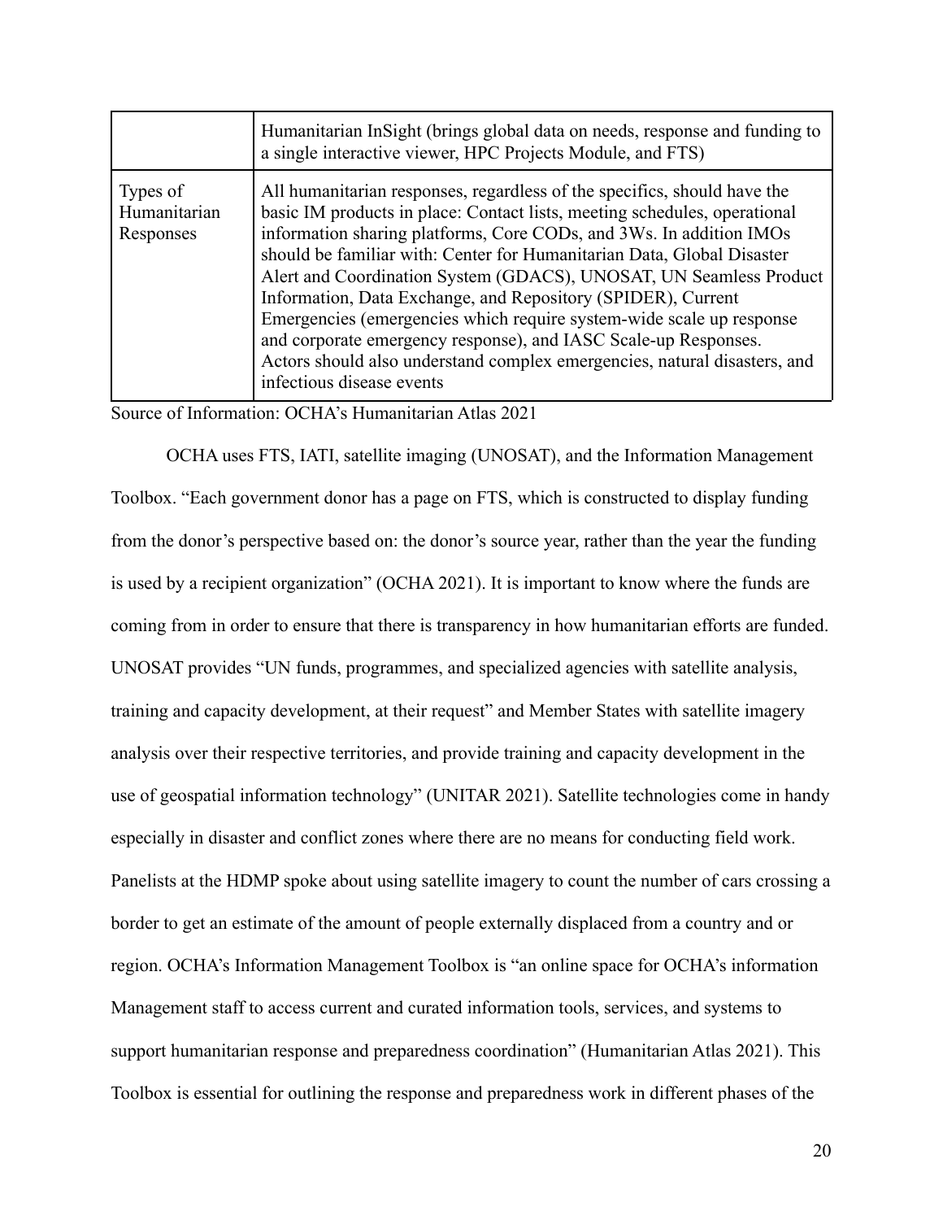| | |
|---|---|
| | Humanitarian InSight (brings global data on needs, response and funding to a single interactive viewer, HPC Projects Module, and FTS) |
| Types of Humanitarian Responses | All humanitarian responses, regardless of the specifics, should have the basic IM products in place: Contact lists, meeting schedules, operational information sharing platforms, Core CODs, and 3Ws. In addition IMOs should be familiar with: Center for Humanitarian Data, Global Disaster Alert and Coordination System (GDACS), UNOSAT, UN Seamless Product Information, Data Exchange, and Repository (SPIDER), Current Emergencies (emergencies which require system-wide scale up response and corporate emergency response), and IASC Scale-up Responses. Actors should also understand complex emergencies, natural disasters, and infectious disease events |

Source of Information: OCHA's Humanitarian Atlas 2021

OCHA uses FTS, IATI, satellite imaging (UNOSAT), and the Information Management Toolbox. "Each government donor has a page on FTS, which is constructed to display funding from the donor's perspective based on: the donor's source year, rather than the year the funding is used by a recipient organization" (OCHA 2021). It is important to know where the funds are coming from in order to ensure that there is transparency in how humanitarian efforts are funded. UNOSAT provides "UN funds, programmes, and specialized agencies with satellite analysis, training and capacity development, at their request" and Member States with satellite imagery analysis over their respective territories, and provide training and capacity development in the use of geospatial information technology" (UNITAR 2021). Satellite technologies come in handy especially in disaster and conflict zones where there are no means for conducting field work. Panelists at the HDMP spoke about using satellite imagery to count the number of cars crossing a border to get an estimate of the amount of people externally displaced from a country and or region. OCHA's Information Management Toolbox is "an online space for OCHA's information Management staff to access current and curated information tools, services, and systems to support humanitarian response and preparedness coordination" (Humanitarian Atlas 2021). This Toolbox is essential for outlining the response and preparedness work in different phases of the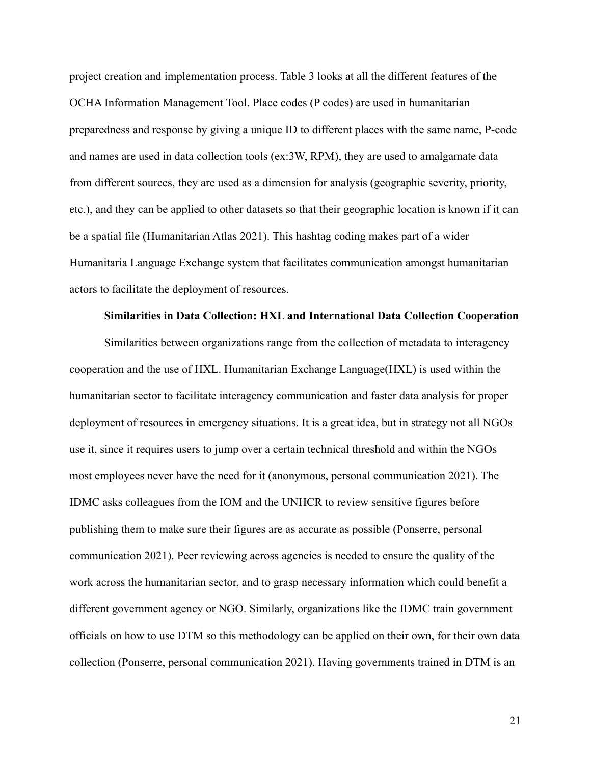project creation and implementation process. Table 3 looks at all the different features of the OCHA Information Management Tool. Place codes (P codes) are used in humanitarian preparedness and response by giving a unique ID to different places with the same name, P-code and names are used in data collection tools (ex:3W, RPM), they are used to amalgamate data from different sources, they are used as a dimension for analysis (geographic severity, priority, etc.), and they can be applied to other datasets so that their geographic location is known if it can be a spatial file (Humanitarian Atlas 2021). This hashtag coding makes part of a wider Humanitaria Language Exchange system that facilitates communication amongst humanitarian actors to facilitate the deployment of resources.

**Similarities in Data Collection: HXL and International Data Collection Cooperation**

Similarities between organizations range from the collection of metadata to interagency cooperation and the use of HXL. Humanitarian Exchange Language(HXL) is used within the humanitarian sector to facilitate interagency communication and faster data analysis for proper deployment of resources in emergency situations. It is a great idea, but in strategy not all NGOs use it, since it requires users to jump over a certain technical threshold and within the NGOs most employees never have the need for it (anonymous, personal communication 2021). The IDMC asks colleagues from the IOM and the UNHCR to review sensitive figures before publishing them to make sure their figures are as accurate as possible (Ponserre, personal communication 2021). Peer reviewing across agencies is needed to ensure the quality of the work across the humanitarian sector, and to grasp necessary information which could benefit a different government agency or NGO. Similarly, organizations like the IDMC train government officials on how to use DTM so this methodology can be applied on their own, for their own data collection (Ponserre, personal communication 2021). Having governments trained in DTM is an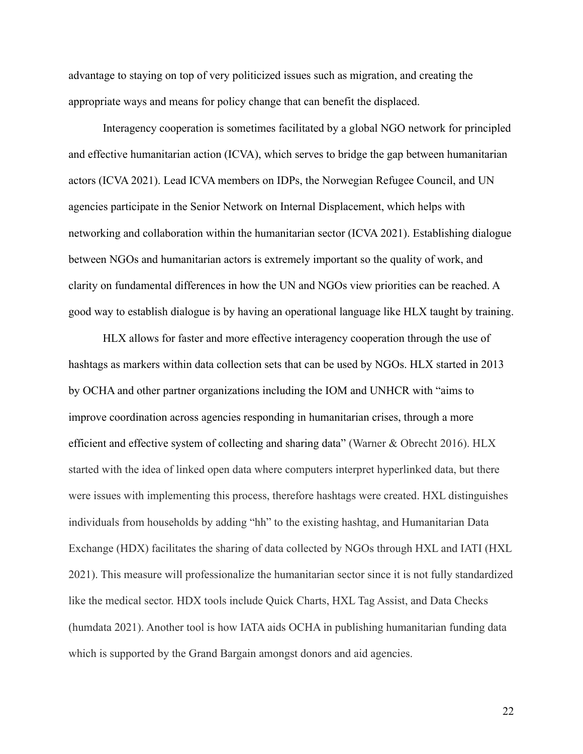advantage to staying on top of very politicized issues such as migration, and creating the appropriate ways and means for policy change that can benefit the displaced.

Interagency cooperation is sometimes facilitated by a global NGO network for principled and effective humanitarian action (ICVA), which serves to bridge the gap between humanitarian actors (ICVA 2021). Lead ICVA members on IDPs, the Norwegian Refugee Council, and UN agencies participate in the Senior Network on Internal Displacement, which helps with networking and collaboration within the humanitarian sector (ICVA 2021). Establishing dialogue between NGOs and humanitarian actors is extremely important so the quality of work, and clarity on fundamental differences in how the UN and NGOs view priorities can be reached. A good way to establish dialogue is by having an operational language like HLX taught by training.

HLX allows for faster and more effective interagency cooperation through the use of hashtags as markers within data collection sets that can be used by NGOs. HLX started in 2013 by OCHA and other partner organizations including the IOM and UNHCR with "aims to improve coordination across agencies responding in humanitarian crises, through a more efficient and effective system of collecting and sharing data" (Warner & Obrecht 2016). HLX started with the idea of linked open data where computers interpret hyperlinked data, but there were issues with implementing this process, therefore hashtags were created. HXL distinguishes individuals from households by adding "hh" to the existing hashtag, and Humanitarian Data Exchange (HDX) facilitates the sharing of data collected by NGOs through HXL and IATI (HXL 2021). This measure will professionalize the humanitarian sector since it is not fully standardized like the medical sector. HDX tools include Quick Charts, HXL Tag Assist, and Data Checks (humdata 2021). Another tool is how IATA aids OCHA in publishing humanitarian funding data which is supported by the Grand Bargain amongst donors and aid agencies.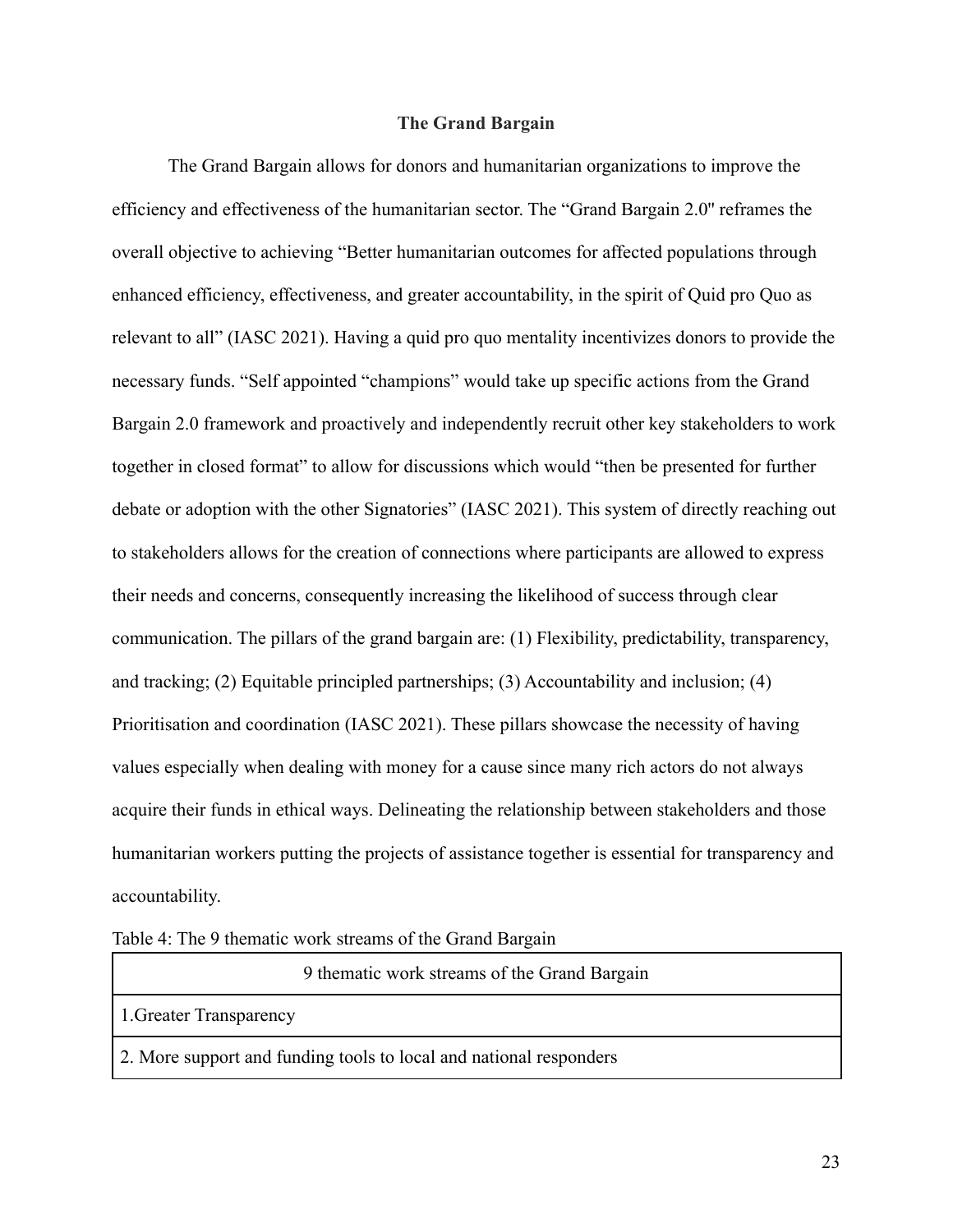## The Grand Bargain

The Grand Bargain allows for donors and humanitarian organizations to improve the efficiency and effectiveness of the humanitarian sector. The "Grand Bargain 2.0" reframes the overall objective to achieving "Better humanitarian outcomes for affected populations through enhanced efficiency, effectiveness, and greater accountability, in the spirit of Quid pro Quo as relevant to all" (IASC 2021). Having a quid pro quo mentality incentivizes donors to provide the necessary funds. "Self appointed "champions" would take up specific actions from the Grand Bargain 2.0 framework and proactively and independently recruit other key stakeholders to work together in closed format" to allow for discussions which would "then be presented for further debate or adoption with the other Signatories" (IASC 2021). This system of directly reaching out to stakeholders allows for the creation of connections where participants are allowed to express their needs and concerns, consequently increasing the likelihood of success through clear communication. The pillars of the grand bargain are: (1) Flexibility, predictability, transparency, and tracking; (2) Equitable principled partnerships; (3) Accountability and inclusion; (4) Prioritisation and coordination (IASC 2021). These pillars showcase the necessity of having values especially when dealing with money for a cause since many rich actors do not always acquire their funds in ethical ways. Delineating the relationship between stakeholders and those humanitarian workers putting the projects of assistance together is essential for transparency and accountability.

Table 4: The 9 thematic work streams of the Grand Bargain

| 9 thematic work streams of the Grand Bargain |
| --- |
| 1.Greater Transparency |
| 2. More support and funding tools to local and national responders |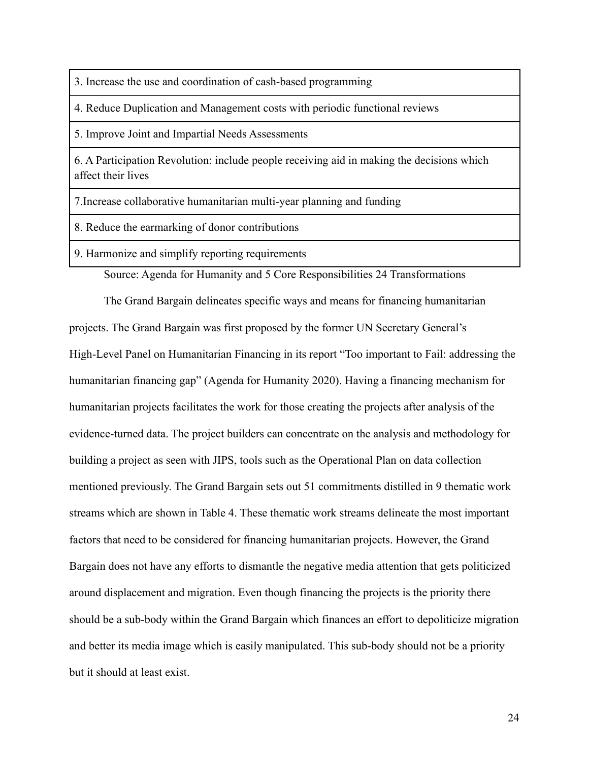| 3. Increase the use and coordination of cash-based programming |
| --- |
| 4. Reduce Duplication and Management costs with periodic functional reviews |
| 5. Improve Joint and Impartial Needs Assessments |
| 6. A Participation Revolution: include people receiving aid in making the decisions which affect their lives |
| 7.Increase collaborative humanitarian multi-year planning and funding |
| 8. Reduce the earmarking of donor contributions |
| 9. Harmonize and simplify reporting requirements |

Source: Agenda for Humanity and 5 Core Responsibilities 24 Transformations

The Grand Bargain delineates specific ways and means for financing humanitarian projects. The Grand Bargain was first proposed by the former UN Secretary General's High-Level Panel on Humanitarian Financing in its report "Too important to Fail: addressing the humanitarian financing gap" (Agenda for Humanity 2020). Having a financing mechanism for humanitarian projects facilitates the work for those creating the projects after analysis of the evidence-turned data. The project builders can concentrate on the analysis and methodology for building a project as seen with JIPS, tools such as the Operational Plan on data collection mentioned previously. The Grand Bargain sets out 51 commitments distilled in 9 thematic work streams which are shown in Table 4. These thematic work streams delineate the most important factors that need to be considered for financing humanitarian projects. However, the Grand Bargain does not have any efforts to dismantle the negative media attention that gets politicized around displacement and migration. Even though financing the projects is the priority there should be a sub-body within the Grand Bargain which finances an effort to depoliticize migration and better its media image which is easily manipulated. This sub-body should not be a priority but it should at least exist.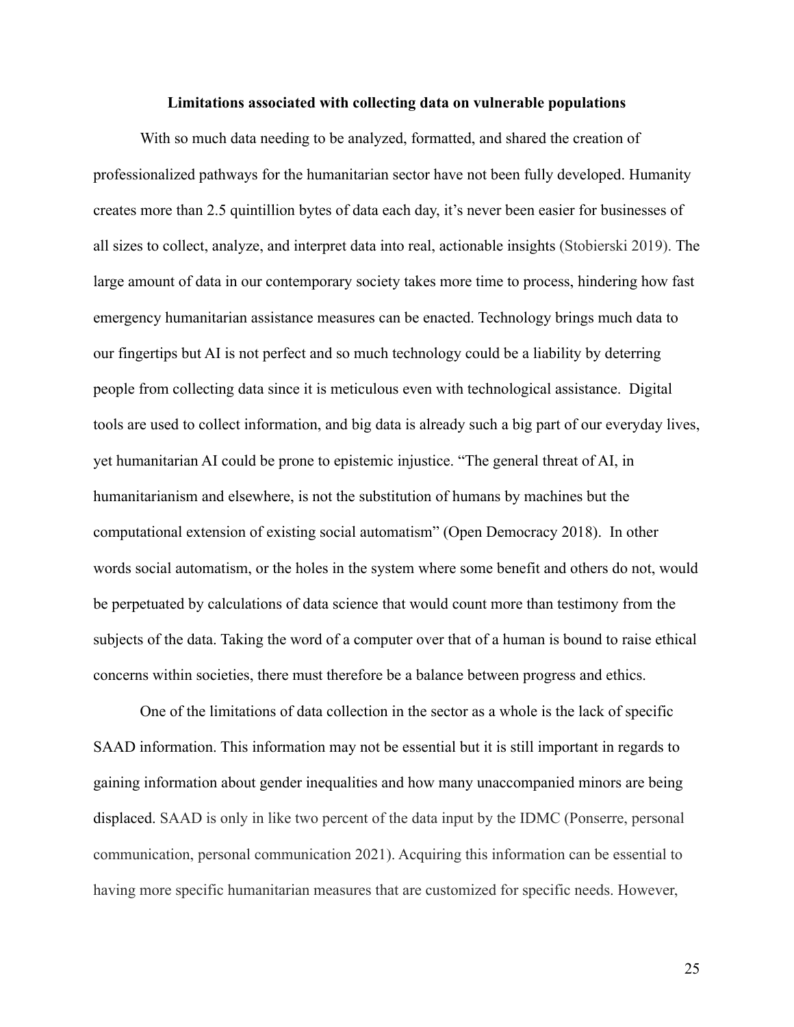### Limitations associated with collecting data on vulnerable populations

With so much data needing to be analyzed, formatted, and shared the creation of professionalized pathways for the humanitarian sector have not been fully developed. Humanity creates more than 2.5 quintillion bytes of data each day, it's never been easier for businesses of all sizes to collect, analyze, and interpret data into real, actionable insights (Stobierski 2019). The large amount of data in our contemporary society takes more time to process, hindering how fast emergency humanitarian assistance measures can be enacted. Technology brings much data to our fingertips but AI is not perfect and so much technology could be a liability by deterring people from collecting data since it is meticulous even with technological assistance. Digital tools are used to collect information, and big data is already such a big part of our everyday lives, yet humanitarian AI could be prone to epistemic injustice. "The general threat of AI, in humanitarianism and elsewhere, is not the substitution of humans by machines but the computational extension of existing social automatism" (Open Democracy 2018). In other words social automatism, or the holes in the system where some benefit and others do not, would be perpetuated by calculations of data science that would count more than testimony from the subjects of the data. Taking the word of a computer over that of a human is bound to raise ethical concerns within societies, there must therefore be a balance between progress and ethics.

One of the limitations of data collection in the sector as a whole is the lack of specific SAAD information. This information may not be essential but it is still important in regards to gaining information about gender inequalities and how many unaccompanied minors are being displaced. SAAD is only in like two percent of the data input by the IDMC (Ponserre, personal communication, personal communication 2021). Acquiring this information can be essential to having more specific humanitarian measures that are customized for specific needs. However,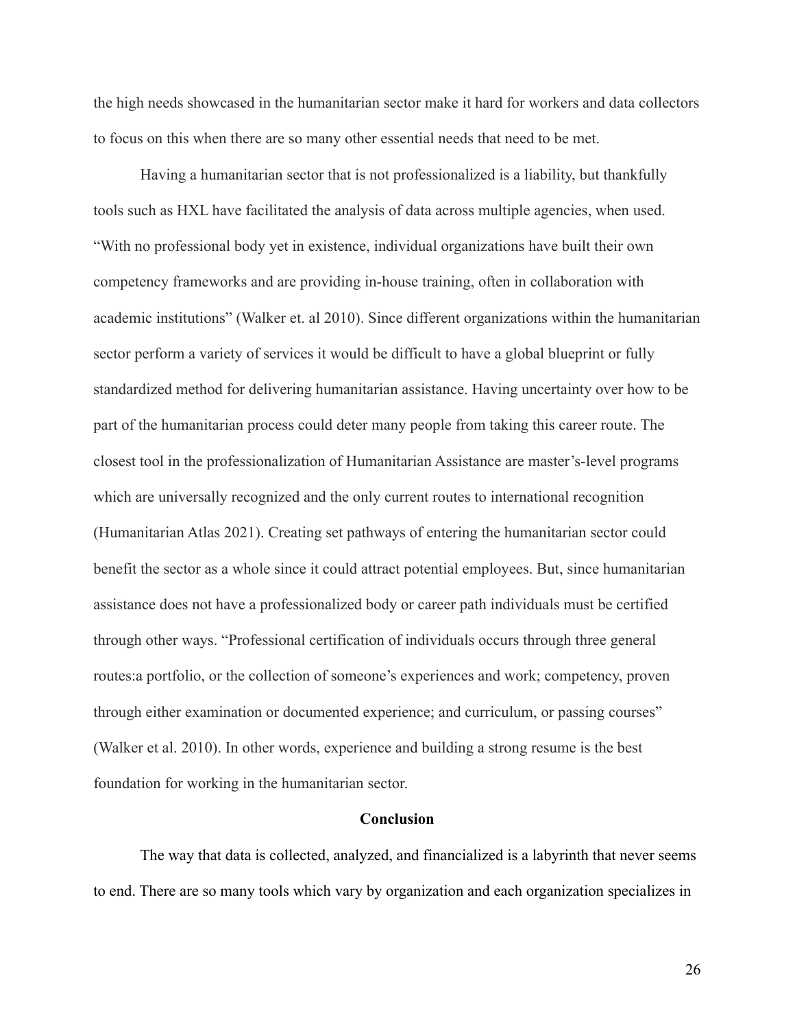the high needs showcased in the humanitarian sector make it hard for workers and data collectors to focus on this when there are so many other essential needs that need to be met.

Having a humanitarian sector that is not professionalized is a liability, but thankfully tools such as HXL have facilitated the analysis of data across multiple agencies, when used. "With no professional body yet in existence, individual organizations have built their own competency frameworks and are providing in-house training, often in collaboration with academic institutions" (Walker et. al 2010). Since different organizations within the humanitarian sector perform a variety of services it would be difficult to have a global blueprint or fully standardized method for delivering humanitarian assistance. Having uncertainty over how to be part of the humanitarian process could deter many people from taking this career route. The closest tool in the professionalization of Humanitarian Assistance are master's-level programs which are universally recognized and the only current routes to international recognition (Humanitarian Atlas 2021). Creating set pathways of entering the humanitarian sector could benefit the sector as a whole since it could attract potential employees. But, since humanitarian assistance does not have a professionalized body or career path individuals must be certified through other ways. "Professional certification of individuals occurs through three general routes:a portfolio, or the collection of someone's experiences and work; competency, proven through either examination or documented experience; and curriculum, or passing courses" (Walker et al. 2010). In other words, experience and building a strong resume is the best foundation for working in the humanitarian sector.

## Conclusion

The way that data is collected, analyzed, and financialized is a labyrinth that never seems to end. There are so many tools which vary by organization and each organization specializes in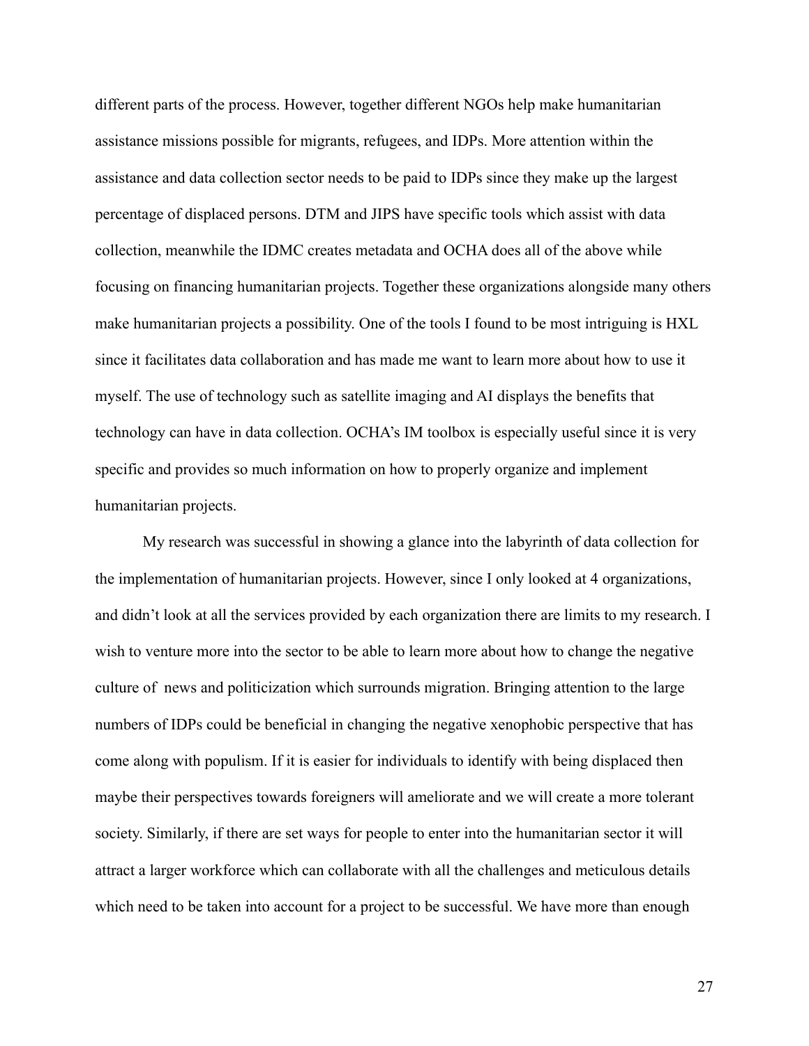different parts of the process. However, together different NGOs help make humanitarian assistance missions possible for migrants, refugees, and IDPs. More attention within the assistance and data collection sector needs to be paid to IDPs since they make up the largest percentage of displaced persons. DTM and JIPS have specific tools which assist with data collection, meanwhile the IDMC creates metadata and OCHA does all of the above while focusing on financing humanitarian projects. Together these organizations alongside many others make humanitarian projects a possibility. One of the tools I found to be most intriguing is HXL since it facilitates data collaboration and has made me want to learn more about how to use it myself. The use of technology such as satellite imaging and AI displays the benefits that technology can have in data collection. OCHA's IM toolbox is especially useful since it is very specific and provides so much information on how to properly organize and implement humanitarian projects.

My research was successful in showing a glance into the labyrinth of data collection for the implementation of humanitarian projects. However, since I only looked at 4 organizations, and didn't look at all the services provided by each organization there are limits to my research. I wish to venture more into the sector to be able to learn more about how to change the negative culture of news and politicization which surrounds migration. Bringing attention to the large numbers of IDPs could be beneficial in changing the negative xenophobic perspective that has come along with populism. If it is easier for individuals to identify with being displaced then maybe their perspectives towards foreigners will ameliorate and we will create a more tolerant society. Similarly, if there are set ways for people to enter into the humanitarian sector it will attract a larger workforce which can collaborate with all the challenges and meticulous details which need to be taken into account for a project to be successful. We have more than enough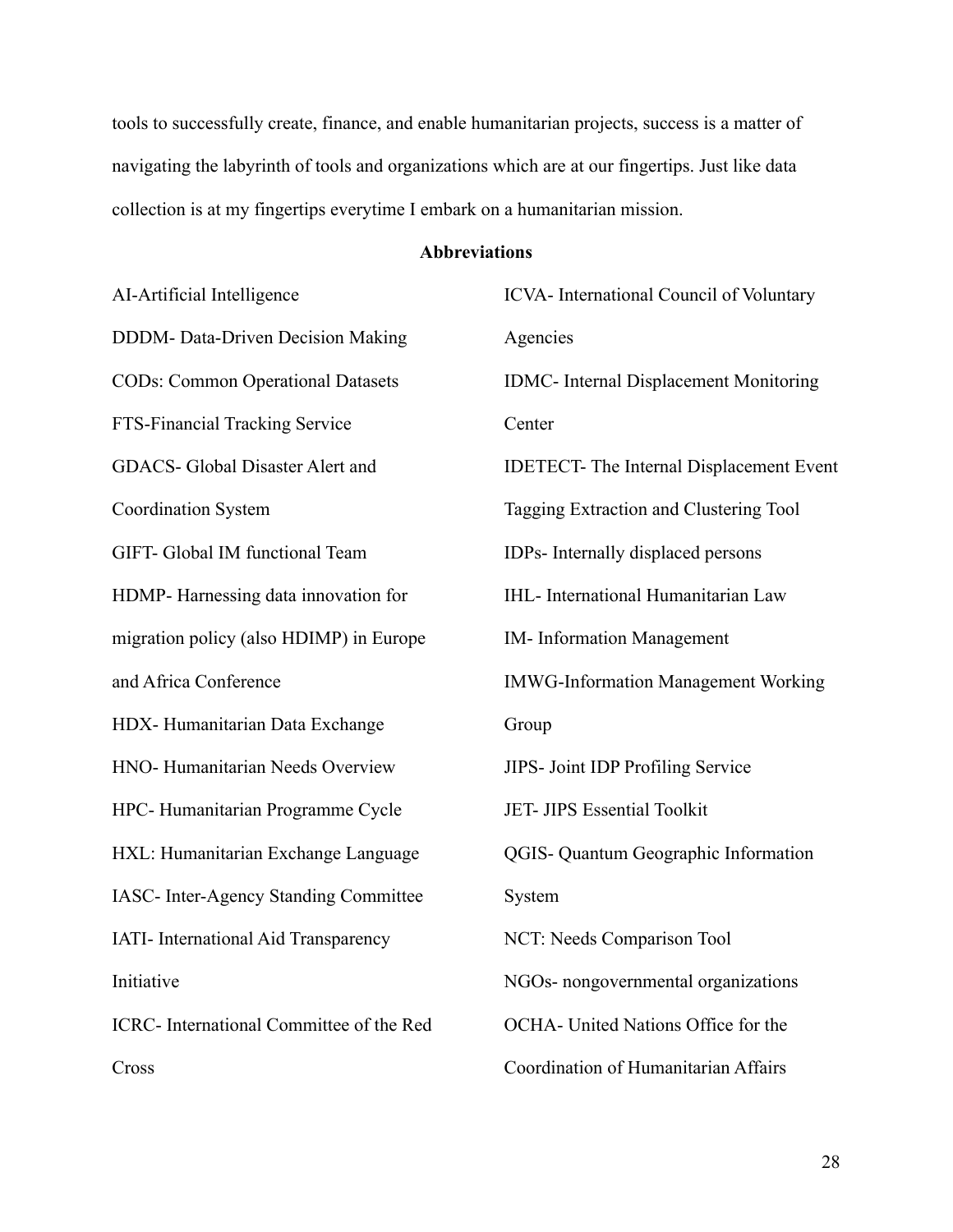tools to successfully create, finance, and enable humanitarian projects, success is a matter of navigating the labyrinth of tools and organizations which are at our fingertips. Just like data collection is at my fingertips everytime I embark on a humanitarian mission.

**Abbreviations**

AI-Artificial Intelligence

DDDM- Data-Driven Decision Making

CODs: Common Operational Datasets

FTS-Financial Tracking Service

GDACS- Global Disaster Alert and Coordination System

GIFT- Global IM functional Team

HDMP- Harnessing data innovation for migration policy (also HDIMP) in Europe and Africa Conference

HDX- Humanitarian Data Exchange

HNO- Humanitarian Needs Overview

HPC- Humanitarian Programme Cycle

HXL: Humanitarian Exchange Language

IASC- Inter-Agency Standing Committee

IATI- International Aid Transparency Initiative

ICRC- International Committee of the Red Cross

ICVA- International Council of Voluntary Agencies

IDMC- Internal Displacement Monitoring Center

IDETECT- The Internal Displacement Event Tagging Extraction and Clustering Tool

IDPs- Internally displaced persons

IHL- International Humanitarian Law

IM- Information Management

IMWG-Information Management Working Group

JIPS- Joint IDP Profiling Service

JET- JIPS Essential Toolkit

QGIS- Quantum Geographic Information System

NCT: Needs Comparison Tool

NGOs- nongovernmental organizations

OCHA- United Nations Office for the Coordination of Humanitarian Affairs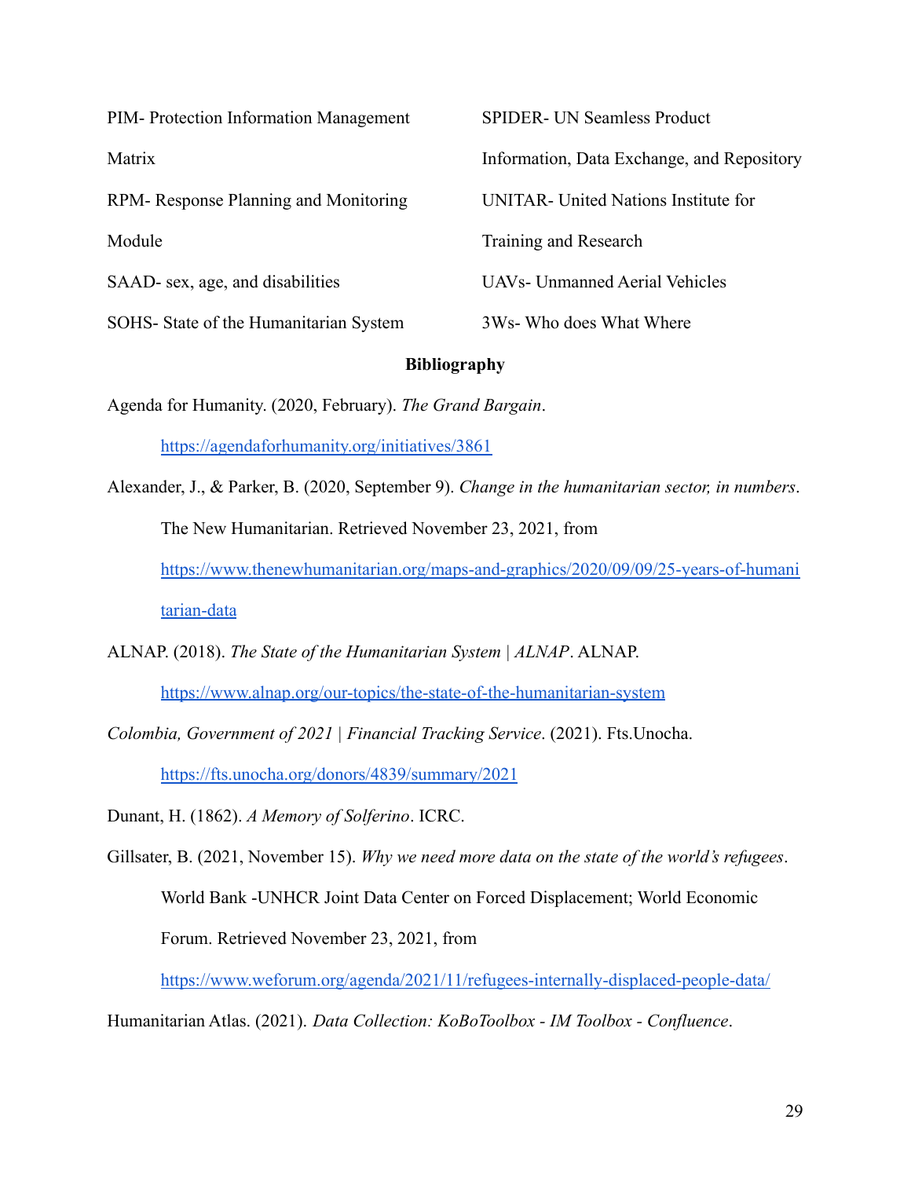PIM- Protection Information Management Matrix

RPM- Response Planning and Monitoring Module

SAAD- sex, age, and disabilities

SOHS- State of the Humanitarian System

SPIDER- UN Seamless Product Information, Data Exchange, and Repository

UNITAR- United Nations Institute for Training and Research

UAVs- Unmanned Aerial Vehicles

3Ws- Who does What Where

**Bibliography**

Agenda for Humanity. (2020, February). *The Grand Bargain*. https://agendaforhumanity.org/initiatives/3861

Alexander, J., & Parker, B. (2020, September 9). *Change in the humanitarian sector, in numbers*. The New Humanitarian. Retrieved November 23, 2021, from https://www.thenewhumanitarian.org/maps-and-graphics/2020/09/09/25-years-of-humanitarian-data

ALNAP. (2018). *The State of the Humanitarian System | ALNAP*. ALNAP. https://www.alnap.org/our-topics/the-state-of-the-humanitarian-system

*Colombia, Government of 2021 | Financial Tracking Service*. (2021). Fts.Unocha. https://fts.unocha.org/donors/4839/summary/2021

Dunant, H. (1862). *A Memory of Solferino*. ICRC.

Gillsater, B. (2021, November 15). *Why we need more data on the state of the world's refugees*. World Bank -UNHCR Joint Data Center on Forced Displacement; World Economic Forum. Retrieved November 23, 2021, from https://www.weforum.org/agenda/2021/11/refugees-internally-displaced-people-data/

Humanitarian Atlas. (2021). *Data Collection: KoBoToolbox - IM Toolbox - Confluence*.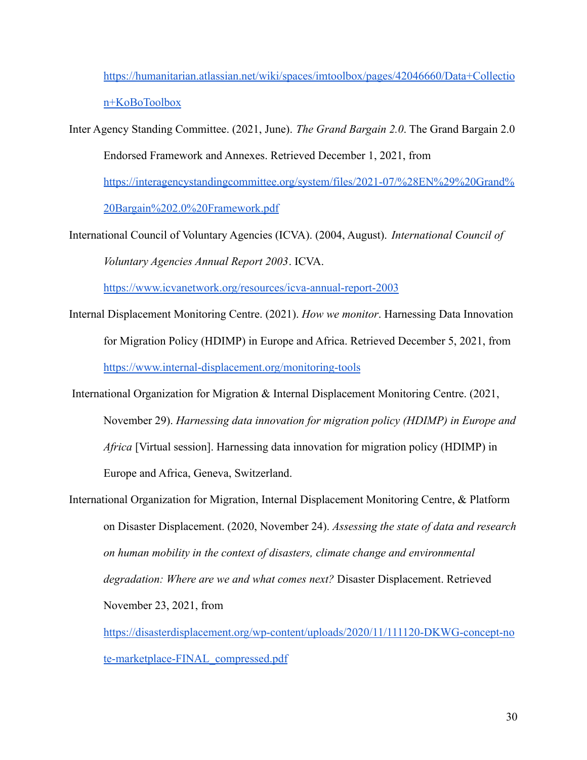https://humanitarian.atlassian.net/wiki/spaces/imtoolbox/pages/42046660/Data+Collection+KoBoToolbox

Inter Agency Standing Committee. (2021, June). *The Grand Bargain 2.0*. The Grand Bargain 2.0 Endorsed Framework and Annexes. Retrieved December 1, 2021, from https://interagencystandingcommittee.org/system/files/2021-07/%28EN%29%20Grand%20Bargain%202.0%20Framework.pdf

International Council of Voluntary Agencies (ICVA). (2004, August). *International Council of Voluntary Agencies Annual Report 2003*. ICVA. https://www.icvanetwork.org/resources/icva-annual-report-2003

Internal Displacement Monitoring Centre. (2021). *How we monitor*. Harnessing Data Innovation for Migration Policy (HDIMP) in Europe and Africa. Retrieved December 5, 2021, from https://www.internal-displacement.org/monitoring-tools

International Organization for Migration & Internal Displacement Monitoring Centre. (2021, November 29). *Harnessing data innovation for migration policy (HDIMP) in Europe and Africa* [Virtual session]. Harnessing data innovation for migration policy (HDIMP) in Europe and Africa, Geneva, Switzerland.

International Organization for Migration, Internal Displacement Monitoring Centre, & Platform on Disaster Displacement. (2020, November 24). *Assessing the state of data and research on human mobility in the context of disasters, climate change and environmental degradation: Where are we and what comes next?* Disaster Displacement. Retrieved November 23, 2021, from https://disasterdisplacement.org/wp-content/uploads/2020/11/111120-DKWG-concept-note-marketplace-FINAL_compressed.pdf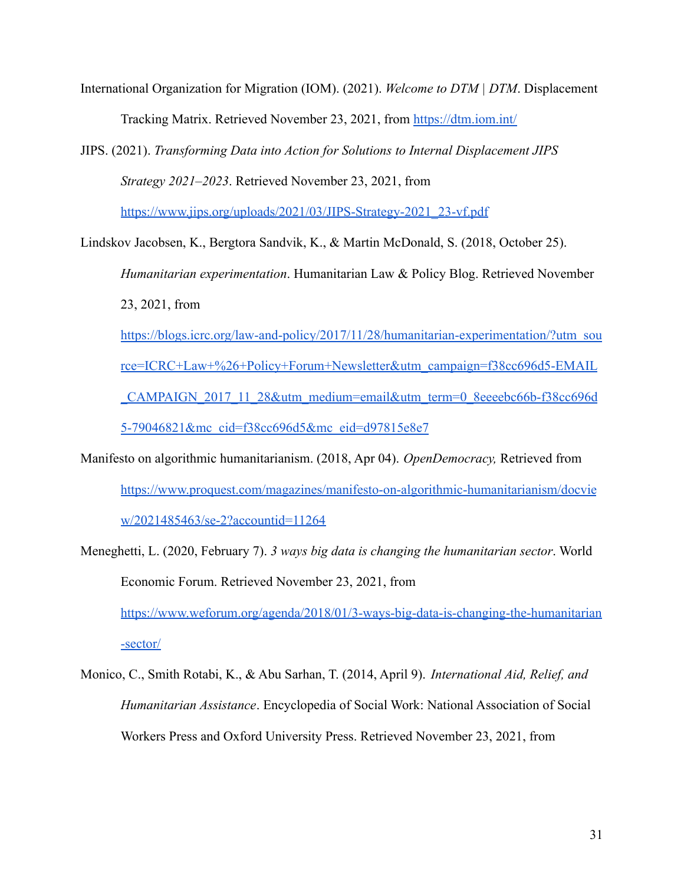International Organization for Migration (IOM). (2021). *Welcome to DTM | DTM*. Displacement Tracking Matrix. Retrieved November 23, 2021, from https://dtm.iom.int/

JIPS. (2021). *Transforming Data into Action for Solutions to Internal Displacement JIPS Strategy 2021–2023*. Retrieved November 23, 2021, from https://www.jips.org/uploads/2021/03/JIPS-Strategy-2021_23-vf.pdf

Lindskov Jacobsen, K., Bergtora Sandvik, K., & Martin McDonald, S. (2018, October 25). *Humanitarian experimentation*. Humanitarian Law & Policy Blog. Retrieved November 23, 2021, from https://blogs.icrc.org/law-and-policy/2017/11/28/humanitarian-experimentation/?utm_source=ICRC+Law+%26+Policy+Forum+Newsletter&utm_campaign=f38cc696d5-EMAIL_CAMPAIGN_2017_11_28&utm_medium=email&utm_term=0_8eeeebc66b-f38cc696d5-79046821&mc_cid=f38cc696d5&mc_eid=d97815e8e7

Manifesto on algorithmic humanitarianism. (2018, Apr 04). *OpenDemocracy,* Retrieved from https://www.proquest.com/magazines/manifesto-on-algorithmic-humanitarianism/docview/2021485463/se-2?accountid=11264

Meneghetti, L. (2020, February 7). *3 ways big data is changing the humanitarian sector*. World Economic Forum. Retrieved November 23, 2021, from https://www.weforum.org/agenda/2018/01/3-ways-big-data-is-changing-the-humanitarian-sector/

Monico, C., Smith Rotabi, K., & Abu Sarhan, T. (2014, April 9). *International Aid, Relief, and Humanitarian Assistance*. Encyclopedia of Social Work: National Association of Social Workers Press and Oxford University Press. Retrieved November 23, 2021, from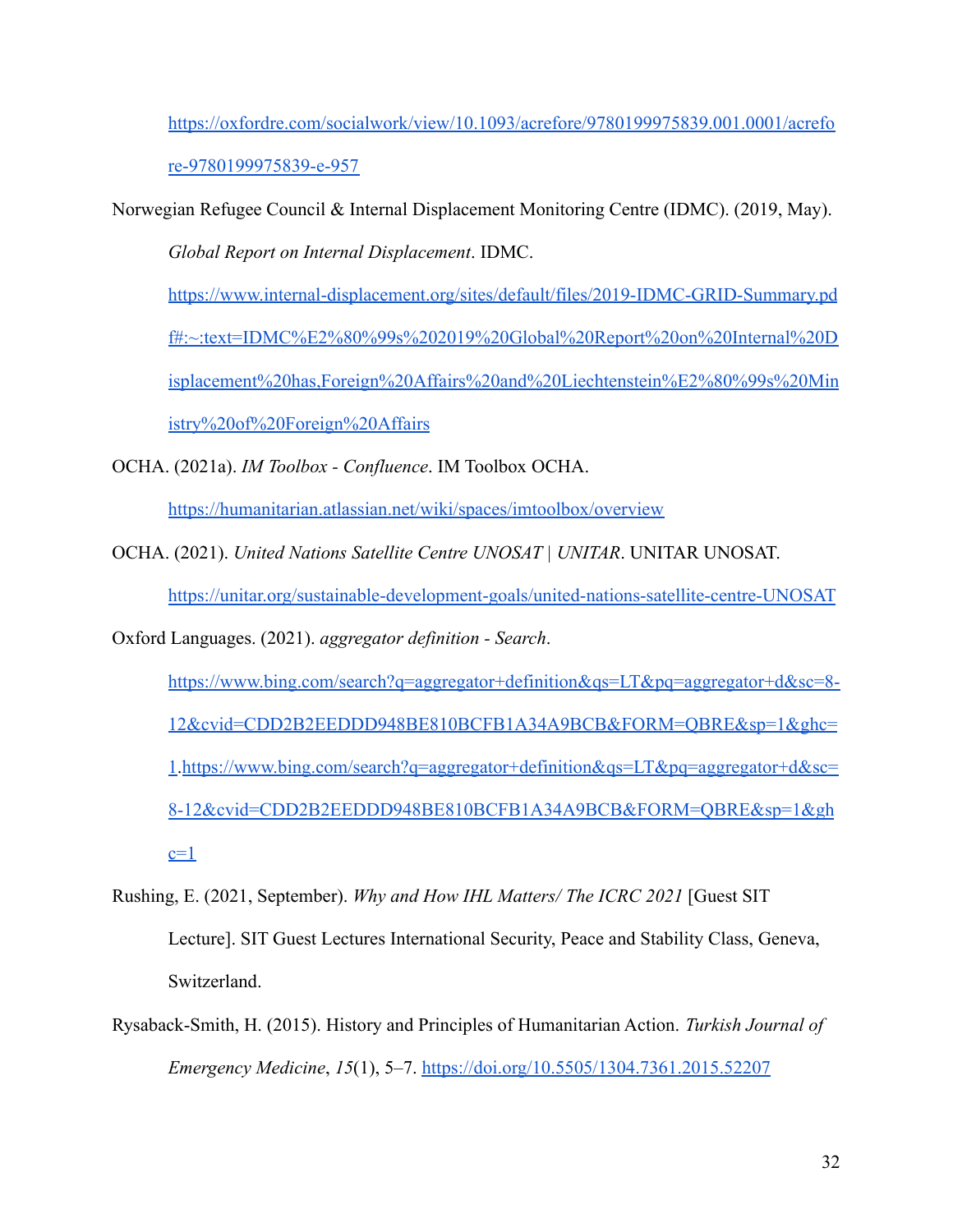https://oxfordre.com/socialwork/view/10.1093/acrefore/9780199975839.001.0001/acrefore-9780199975839-e-957

Norwegian Refugee Council & Internal Displacement Monitoring Centre (IDMC). (2019, May). *Global Report on Internal Displacement*. IDMC. https://www.internal-displacement.org/sites/default/files/2019-IDMC-GRID-Summary.pdf#:~:text=IDMC%E2%80%99s%202019%20Global%20Report%20on%20Internal%20Displacement%20has,Foreign%20Affairs%20and%20Liechtenstein%E2%80%99s%20Ministry%20of%20Foreign%20Affairs

OCHA. (2021a). *IM Toolbox - Confluence*. IM Toolbox OCHA. https://humanitarian.atlassian.net/wiki/spaces/imtoolbox/overview

OCHA. (2021). *United Nations Satellite Centre UNOSAT | UNITAR*. UNITAR UNOSAT. https://unitar.org/sustainable-development-goals/united-nations-satellite-centre-UNOSAT

Oxford Languages. (2021). *aggregator definition - Search*. https://www.bing.com/search?q=aggregator+definition&qs=LT&pq=aggregator+d&sc=8-12&cvid=CDD2B2EEDDD948BE810BCFB1A34A9BCB&FORM=QBRE&sp=1&ghc=1.https://www.bing.com/search?q=aggregator+definition&qs=LT&pq=aggregator+d&sc=8-12&cvid=CDD2B2EEDDD948BE810BCFB1A34A9BCB&FORM=QBRE&sp=1&ghc=1

Rushing, E. (2021, September). *Why and How IHL Matters/ The ICRC 2021* [Guest SIT Lecture]. SIT Guest Lectures International Security, Peace and Stability Class, Geneva, Switzerland.

Rysaback-Smith, H. (2015). History and Principles of Humanitarian Action. *Turkish Journal of Emergency Medicine*, *15*(1), 5–7. https://doi.org/10.5505/1304.7361.2015.52207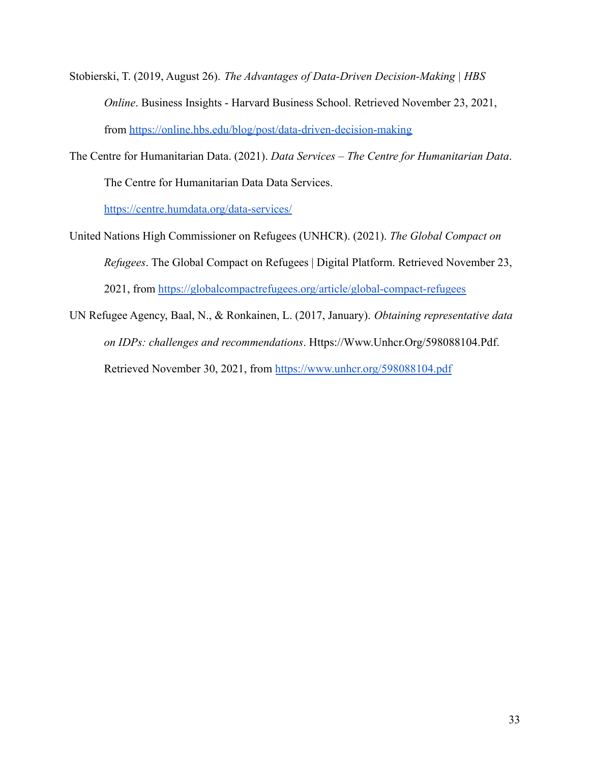Stobierski, T. (2019, August 26). *The Advantages of Data-Driven Decision-Making | HBS Online*. Business Insights - Harvard Business School. Retrieved November 23, 2021, from https://online.hbs.edu/blog/post/data-driven-decision-making

The Centre for Humanitarian Data. (2021). *Data Services – The Centre for Humanitarian Data*. The Centre for Humanitarian Data Data Services. https://centre.humdata.org/data-services/

United Nations High Commissioner on Refugees (UNHCR). (2021). *The Global Compact on Refugees*. The Global Compact on Refugees | Digital Platform. Retrieved November 23, 2021, from https://globalcompactrefugees.org/article/global-compact-refugees

UN Refugee Agency, Baal, N., & Ronkainen, L. (2017, January). *Obtaining representative data on IDPs: challenges and recommendations*. Https://Www.Unhcr.Org/598088104.Pdf. Retrieved November 30, 2021, from https://www.unhcr.org/598088104.pdf